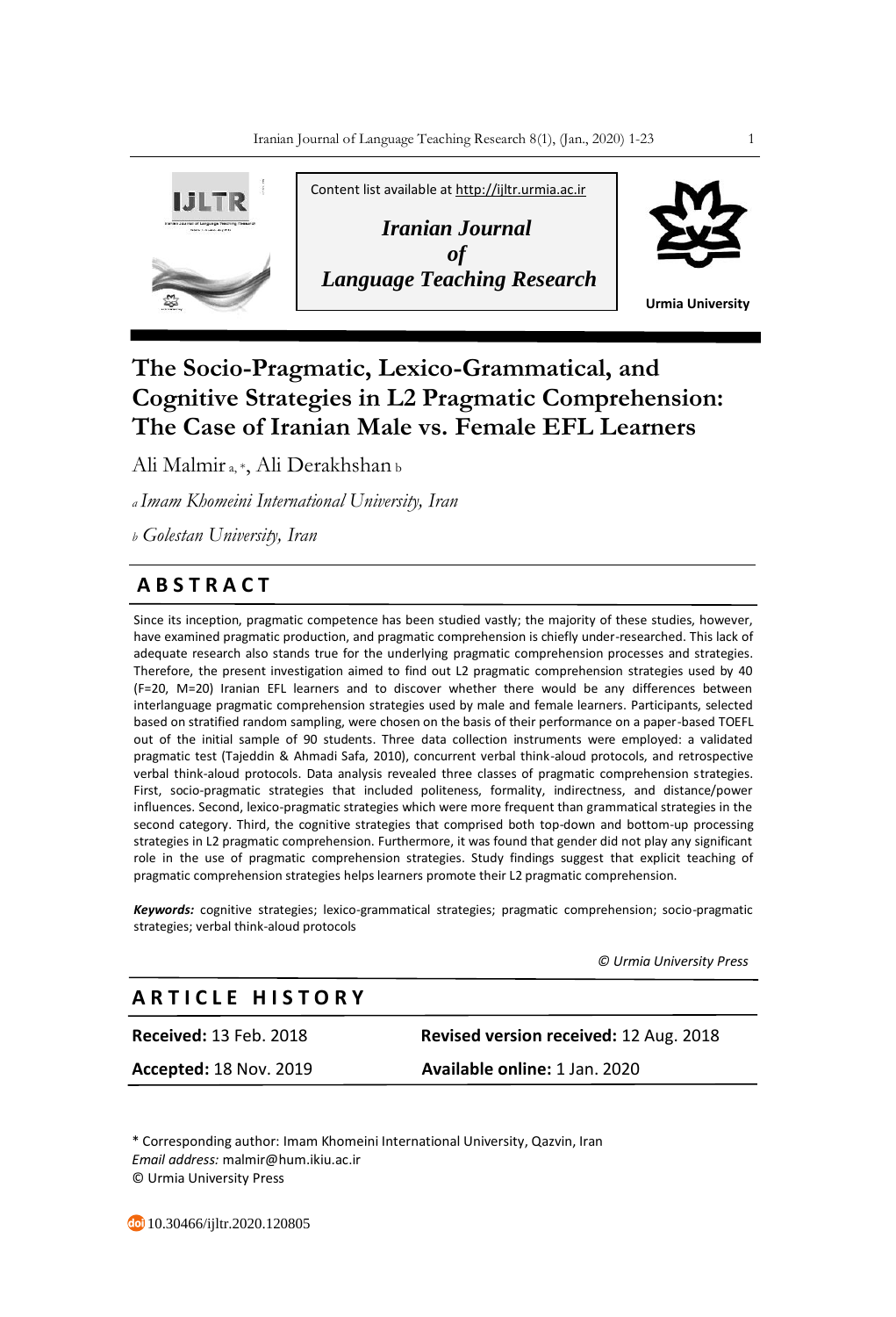Content list available at http://ijltr.urmia.ac.ir

*Iranian Journal of Language Teaching Research*

Urmia University

# The Socio-Pragmatic, Lexico-Grammatical, and Cognitive Strategies in L2 Pragmatic Comprehension: The Case of Iranian Male vs. Female EFL Learners

Ali Malmir [a, *], Ali Derakhshan [b]

[a] *Imam Khomeini International University, Iran*

[b] *Golestan University, Iran*

## ABSTRACT

Since its inception, pragmatic competence has been studied vastly; the majority of these studies, however, have examined pragmatic production, and pragmatic comprehension is chiefly under-researched. This lack of adequate research also stands true for the underlying pragmatic comprehension processes and strategies. Therefore, the present investigation aimed to find out L2 pragmatic comprehension strategies used by 40 (F=20, M=20) Iranian EFL learners and to discover whether there would be any differences between interlanguage pragmatic comprehension strategies used by male and female learners. Participants, selected based on stratified random sampling, were chosen on the basis of their performance on a paper-based TOEFL out of the initial sample of 90 students. Three data collection instruments were employed: a validated pragmatic test (Tajeddin & Ahmadi Safa, 2010), concurrent verbal think-aloud protocols, and retrospective verbal think-aloud protocols. Data analysis revealed three classes of pragmatic comprehension strategies. First, socio-pragmatic strategies that included politeness, formality, indirectness, and distance/power influences. Second, lexico-pragmatic strategies which were more frequent than grammatical strategies in the second category. Third, the cognitive strategies that comprised both top-down and bottom-up processing strategies in L2 pragmatic comprehension. Furthermore, it was found that gender did not play any significant role in the use of pragmatic comprehension strategies. Study findings suggest that explicit teaching of pragmatic comprehension strategies helps learners promote their L2 pragmatic comprehension.

***Keywords:*** cognitive strategies; lexico-grammatical strategies; pragmatic comprehension; socio-pragmatic strategies; verbal think-aloud protocols

*© Urmia University Press*

## ARTICLE HISTORY

**Received:** 13 Feb. 2018 **Revised version received:** 12 Aug. 2018

**Accepted:** 18 Nov. 2019 **Available online:** 1 Jan. 2020

\* Corresponding author: Imam Khomeini International University, Qazvin, Iran
*Email address:* malmir@hum.ikiu.ac.ir
© Urmia University Press

10.30466/ijltr.2020.120805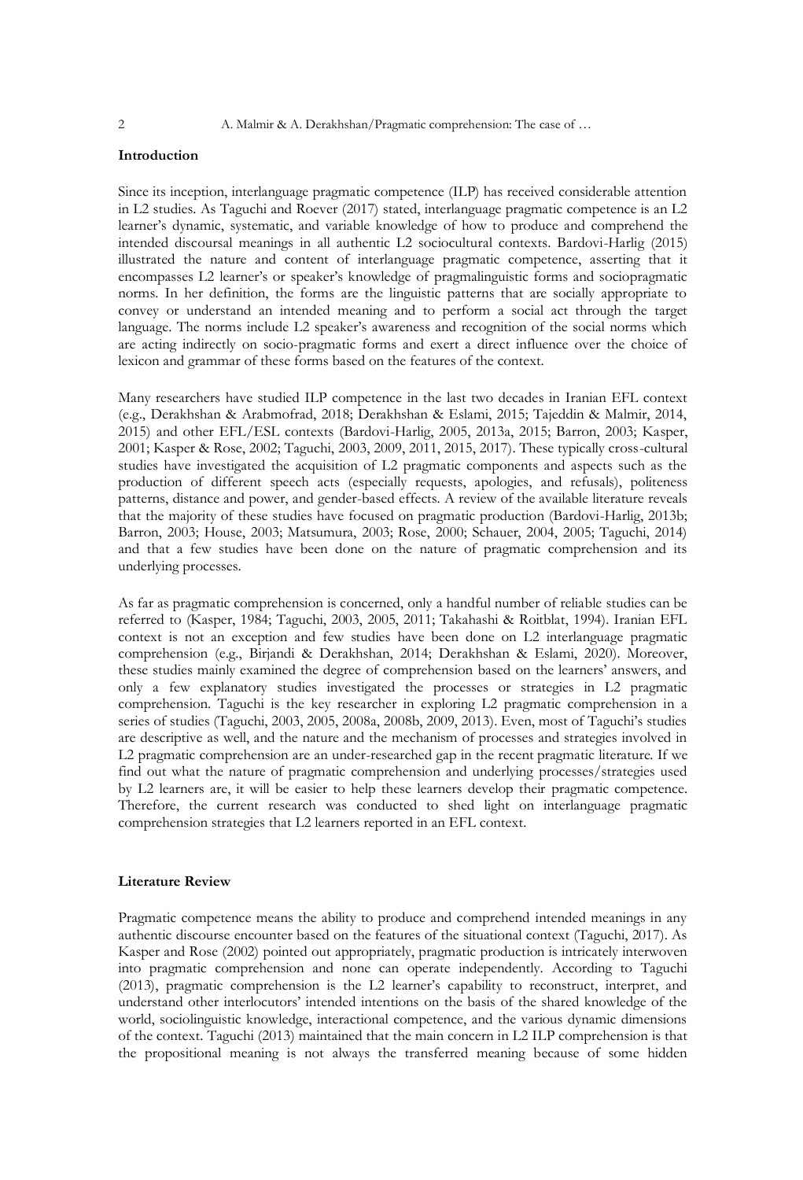## Introduction

Since its inception, interlanguage pragmatic competence (ILP) has received considerable attention in L2 studies. As Taguchi and Roever (2017) stated, interlanguage pragmatic competence is an L2 learner's dynamic, systematic, and variable knowledge of how to produce and comprehend the intended discoursal meanings in all authentic L2 sociocultural contexts. Bardovi-Harlig (2015) illustrated the nature and content of interlanguage pragmatic competence, asserting that it encompasses L2 learner's or speaker's knowledge of pragmalinguistic forms and sociopragmatic norms. In her definition, the forms are the linguistic patterns that are socially appropriate to convey or understand an intended meaning and to perform a social act through the target language. The norms include L2 speaker's awareness and recognition of the social norms which are acting indirectly on socio-pragmatic forms and exert a direct influence over the choice of lexicon and grammar of these forms based on the features of the context.

Many researchers have studied ILP competence in the last two decades in Iranian EFL context (e.g., Derakhshan & Arabmofrad, 2018; Derakhshan & Eslami, 2015; Tajeddin & Malmir, 2014, 2015) and other EFL/ESL contexts (Bardovi-Harlig, 2005, 2013a, 2015; Barron, 2003; Kasper, 2001; Kasper & Rose, 2002; Taguchi, 2003, 2009, 2011, 2015, 2017). These typically cross-cultural studies have investigated the acquisition of L2 pragmatic components and aspects such as the production of different speech acts (especially requests, apologies, and refusals), politeness patterns, distance and power, and gender-based effects. A review of the available literature reveals that the majority of these studies have focused on pragmatic production (Bardovi-Harlig, 2013b; Barron, 2003; House, 2003; Matsumura, 2003; Rose, 2000; Schauer, 2004, 2005; Taguchi, 2014) and that a few studies have been done on the nature of pragmatic comprehension and its underlying processes.

As far as pragmatic comprehension is concerned, only a handful number of reliable studies can be referred to (Kasper, 1984; Taguchi, 2003, 2005, 2011; Takahashi & Roitblat, 1994). Iranian EFL context is not an exception and few studies have been done on L2 interlanguage pragmatic comprehension (e.g., Birjandi & Derakhshan, 2014; Derakhshan & Eslami, 2020). Moreover, these studies mainly examined the degree of comprehension based on the learners' answers, and only a few explanatory studies investigated the processes or strategies in L2 pragmatic comprehension. Taguchi is the key researcher in exploring L2 pragmatic comprehension in a series of studies (Taguchi, 2003, 2005, 2008a, 2008b, 2009, 2013). Even, most of Taguchi's studies are descriptive as well, and the nature and the mechanism of processes and strategies involved in L2 pragmatic comprehension are an under-researched gap in the recent pragmatic literature. If we find out what the nature of pragmatic comprehension and underlying processes/strategies used by L2 learners are, it will be easier to help these learners develop their pragmatic competence. Therefore, the current research was conducted to shed light on interlanguage pragmatic comprehension strategies that L2 learners reported in an EFL context.

## Literature Review

Pragmatic competence means the ability to produce and comprehend intended meanings in any authentic discourse encounter based on the features of the situational context (Taguchi, 2017). As Kasper and Rose (2002) pointed out appropriately, pragmatic production is intricately interwoven into pragmatic comprehension and none can operate independently. According to Taguchi (2013), pragmatic comprehension is the L2 learner's capability to reconstruct, interpret, and understand other interlocutors' intended intentions on the basis of the shared knowledge of the world, sociolinguistic knowledge, interactional competence, and the various dynamic dimensions of the context. Taguchi (2013) maintained that the main concern in L2 ILP comprehension is that the propositional meaning is not always the transferred meaning because of some hidden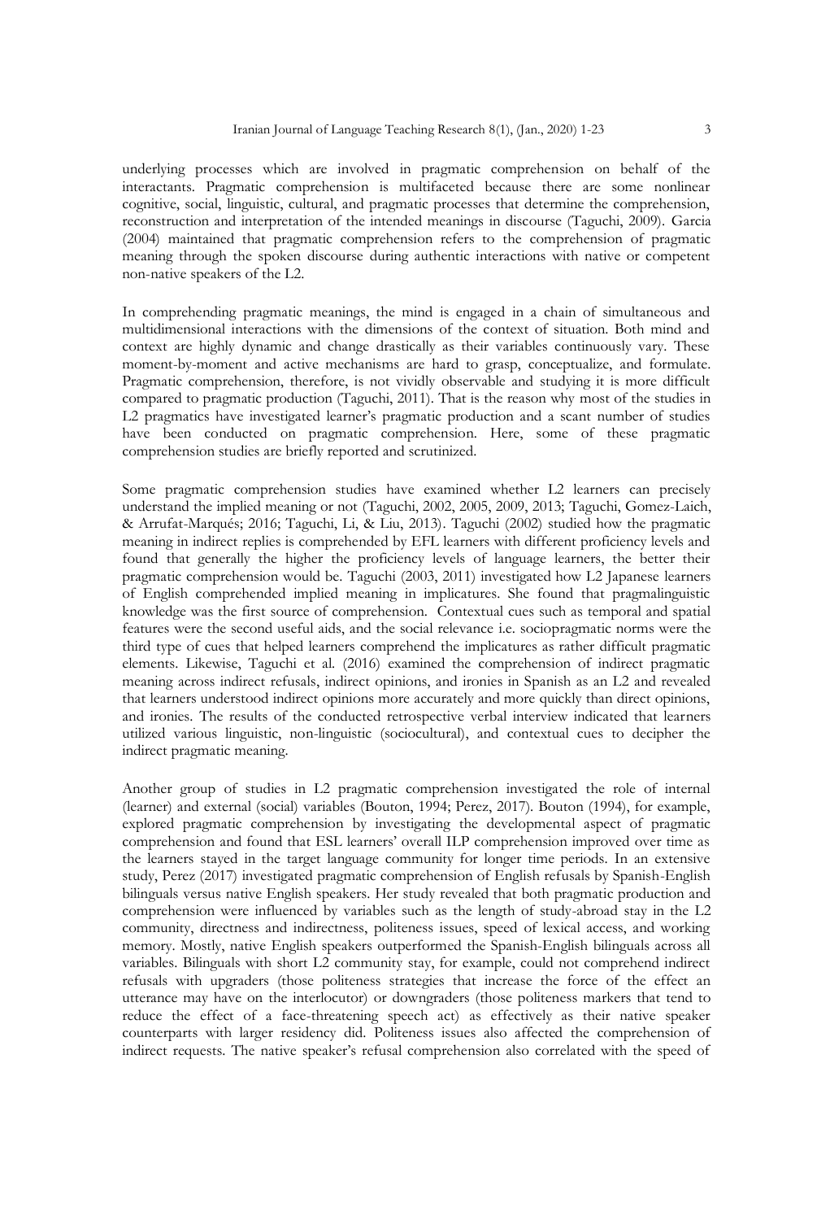underlying processes which are involved in pragmatic comprehension on behalf of the interactants. Pragmatic comprehension is multifaceted because there are some nonlinear cognitive, social, linguistic, cultural, and pragmatic processes that determine the comprehension, reconstruction and interpretation of the intended meanings in discourse (Taguchi, 2009). Garcia (2004) maintained that pragmatic comprehension refers to the comprehension of pragmatic meaning through the spoken discourse during authentic interactions with native or competent non-native speakers of the L2.

In comprehending pragmatic meanings, the mind is engaged in a chain of simultaneous and multidimensional interactions with the dimensions of the context of situation. Both mind and context are highly dynamic and change drastically as their variables continuously vary. These moment-by-moment and active mechanisms are hard to grasp, conceptualize, and formulate. Pragmatic comprehension, therefore, is not vividly observable and studying it is more difficult compared to pragmatic production (Taguchi, 2011). That is the reason why most of the studies in L2 pragmatics have investigated learner's pragmatic production and a scant number of studies have been conducted on pragmatic comprehension. Here, some of these pragmatic comprehension studies are briefly reported and scrutinized.

Some pragmatic comprehension studies have examined whether L2 learners can precisely understand the implied meaning or not (Taguchi, 2002, 2005, 2009, 2013; Taguchi, Gomez-Laich, & Arrufat-Marqués; 2016; Taguchi, Li, & Liu, 2013). Taguchi (2002) studied how the pragmatic meaning in indirect replies is comprehended by EFL learners with different proficiency levels and found that generally the higher the proficiency levels of language learners, the better their pragmatic comprehension would be. Taguchi (2003, 2011) investigated how L2 Japanese learners of English comprehended implied meaning in implicatures. She found that pragmalinguistic knowledge was the first source of comprehension. Contextual cues such as temporal and spatial features were the second useful aids, and the social relevance i.e. sociopragmatic norms were the third type of cues that helped learners comprehend the implicatures as rather difficult pragmatic elements. Likewise, Taguchi et al. (2016) examined the comprehension of indirect pragmatic meaning across indirect refusals, indirect opinions, and ironies in Spanish as an L2 and revealed that learners understood indirect opinions more accurately and more quickly than direct opinions, and ironies. The results of the conducted retrospective verbal interview indicated that learners utilized various linguistic, non-linguistic (sociocultural), and contextual cues to decipher the indirect pragmatic meaning.

Another group of studies in L2 pragmatic comprehension investigated the role of internal (learner) and external (social) variables (Bouton, 1994; Perez, 2017). Bouton (1994), for example, explored pragmatic comprehension by investigating the developmental aspect of pragmatic comprehension and found that ESL learners' overall ILP comprehension improved over time as the learners stayed in the target language community for longer time periods. In an extensive study, Perez (2017) investigated pragmatic comprehension of English refusals by Spanish-English bilinguals versus native English speakers. Her study revealed that both pragmatic production and comprehension were influenced by variables such as the length of study-abroad stay in the L2 community, directness and indirectness, politeness issues, speed of lexical access, and working memory. Mostly, native English speakers outperformed the Spanish-English bilinguals across all variables. Bilinguals with short L2 community stay, for example, could not comprehend indirect refusals with upgraders (those politeness strategies that increase the force of the effect an utterance may have on the interlocutor) or downgraders (those politeness markers that tend to reduce the effect of a face-threatening speech act) as effectively as their native speaker counterparts with larger residency did. Politeness issues also affected the comprehension of indirect requests. The native speaker's refusal comprehension also correlated with the speed of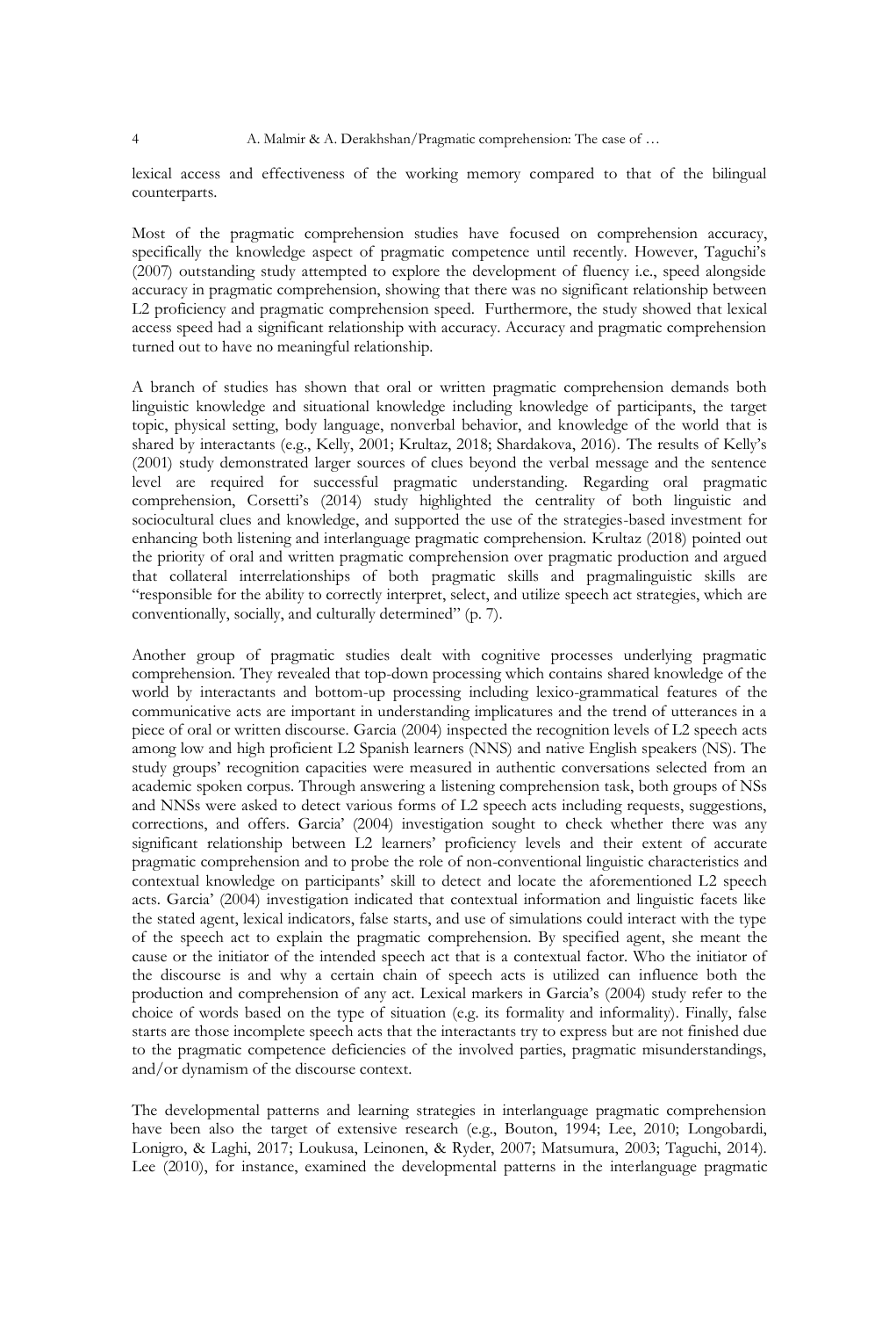lexical access and effectiveness of the working memory compared to that of the bilingual counterparts.

Most of the pragmatic comprehension studies have focused on comprehension accuracy, specifically the knowledge aspect of pragmatic competence until recently. However, Taguchi's (2007) outstanding study attempted to explore the development of fluency i.e., speed alongside accuracy in pragmatic comprehension, showing that there was no significant relationship between L2 proficiency and pragmatic comprehension speed. Furthermore, the study showed that lexical access speed had a significant relationship with accuracy. Accuracy and pragmatic comprehension turned out to have no meaningful relationship.

A branch of studies has shown that oral or written pragmatic comprehension demands both linguistic knowledge and situational knowledge including knowledge of participants, the target topic, physical setting, body language, nonverbal behavior, and knowledge of the world that is shared by interactants (e.g., Kelly, 2001; Krultaz, 2018; Shardakova, 2016). The results of Kelly's (2001) study demonstrated larger sources of clues beyond the verbal message and the sentence level are required for successful pragmatic understanding. Regarding oral pragmatic comprehension, Corsetti's (2014) study highlighted the centrality of both linguistic and sociocultural clues and knowledge, and supported the use of the strategies-based investment for enhancing both listening and interlanguage pragmatic comprehension. Krultaz (2018) pointed out the priority of oral and written pragmatic comprehension over pragmatic production and argued that collateral interrelationships of both pragmatic skills and pragmalinguistic skills are "responsible for the ability to correctly interpret, select, and utilize speech act strategies, which are conventionally, socially, and culturally determined" (p. 7).

Another group of pragmatic studies dealt with cognitive processes underlying pragmatic comprehension. They revealed that top-down processing which contains shared knowledge of the world by interactants and bottom-up processing including lexico-grammatical features of the communicative acts are important in understanding implicatures and the trend of utterances in a piece of oral or written discourse. Garcia (2004) inspected the recognition levels of L2 speech acts among low and high proficient L2 Spanish learners (NNS) and native English speakers (NS). The study groups' recognition capacities were measured in authentic conversations selected from an academic spoken corpus. Through answering a listening comprehension task, both groups of NSs and NNSs were asked to detect various forms of L2 speech acts including requests, suggestions, corrections, and offers. Garcia' (2004) investigation sought to check whether there was any significant relationship between L2 learners' proficiency levels and their extent of accurate pragmatic comprehension and to probe the role of non-conventional linguistic characteristics and contextual knowledge on participants' skill to detect and locate the aforementioned L2 speech acts. Garcia' (2004) investigation indicated that contextual information and linguistic facets like the stated agent, lexical indicators, false starts, and use of simulations could interact with the type of the speech act to explain the pragmatic comprehension. By specified agent, she meant the cause or the initiator of the intended speech act that is a contextual factor. Who the initiator of the discourse is and why a certain chain of speech acts is utilized can influence both the production and comprehension of any act. Lexical markers in Garcia's (2004) study refer to the choice of words based on the type of situation (e.g. its formality and informality). Finally, false starts are those incomplete speech acts that the interactants try to express but are not finished due to the pragmatic competence deficiencies of the involved parties, pragmatic misunderstandings, and/or dynamism of the discourse context.

The developmental patterns and learning strategies in interlanguage pragmatic comprehension have been also the target of extensive research (e.g., Bouton, 1994; Lee, 2010; Longobardi, Lonigro, & Laghi, 2017; Loukusa, Leinonen, & Ryder, 2007; Matsumura, 2003; Taguchi, 2014). Lee (2010), for instance, examined the developmental patterns in the interlanguage pragmatic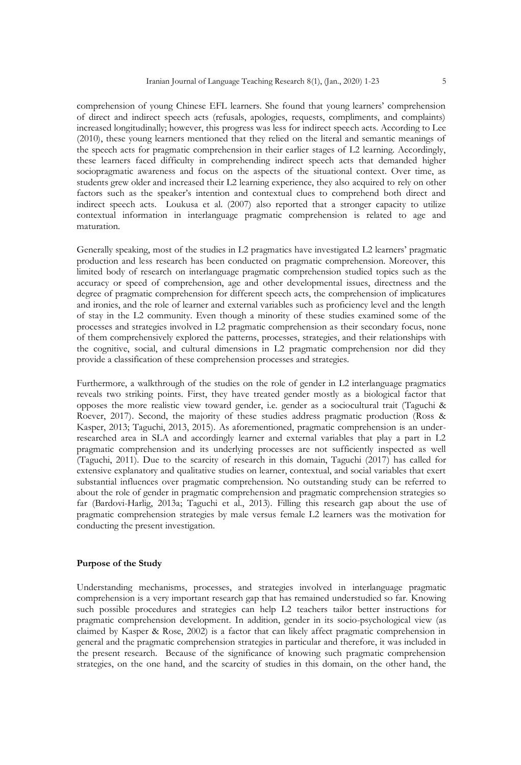comprehension of young Chinese EFL learners. She found that young learners' comprehension of direct and indirect speech acts (refusals, apologies, requests, compliments, and complaints) increased longitudinally; however, this progress was less for indirect speech acts. According to Lee (2010), these young learners mentioned that they relied on the literal and semantic meanings of the speech acts for pragmatic comprehension in their earlier stages of L2 learning. Accordingly, these learners faced difficulty in comprehending indirect speech acts that demanded higher sociopragmatic awareness and focus on the aspects of the situational context. Over time, as students grew older and increased their L2 learning experience, they also acquired to rely on other factors such as the speaker's intention and contextual clues to comprehend both direct and indirect speech acts. Loukusa et al. (2007) also reported that a stronger capacity to utilize contextual information in interlanguage pragmatic comprehension is related to age and maturation.

Generally speaking, most of the studies in L2 pragmatics have investigated L2 learners' pragmatic production and less research has been conducted on pragmatic comprehension. Moreover, this limited body of research on interlanguage pragmatic comprehension studied topics such as the accuracy or speed of comprehension, age and other developmental issues, directness and the degree of pragmatic comprehension for different speech acts, the comprehension of implicatures and ironies, and the role of learner and external variables such as proficiency level and the length of stay in the L2 community. Even though a minority of these studies examined some of the processes and strategies involved in L2 pragmatic comprehension as their secondary focus, none of them comprehensively explored the patterns, processes, strategies, and their relationships with the cognitive, social, and cultural dimensions in L2 pragmatic comprehension nor did they provide a classification of these comprehension processes and strategies.

Furthermore, a walkthrough of the studies on the role of gender in L2 interlanguage pragmatics reveals two striking points. First, they have treated gender mostly as a biological factor that opposes the more realistic view toward gender, i.e. gender as a sociocultural trait (Taguchi & Roever, 2017). Second, the majority of these studies address pragmatic production (Ross & Kasper, 2013; Taguchi, 2013, 2015). As aforementioned, pragmatic comprehension is an under-researched area in SLA and accordingly learner and external variables that play a part in L2 pragmatic comprehension and its underlying processes are not sufficiently inspected as well (Taguchi, 2011). Due to the scarcity of research in this domain, Taguchi (2017) has called for extensive explanatory and qualitative studies on learner, contextual, and social variables that exert substantial influences over pragmatic comprehension. No outstanding study can be referred to about the role of gender in pragmatic comprehension and pragmatic comprehension strategies so far (Bardovi-Harlig, 2013a; Taguchi et al., 2013). Filling this research gap about the use of pragmatic comprehension strategies by male versus female L2 learners was the motivation for conducting the present investigation.

### Purpose of the Study

Understanding mechanisms, processes, and strategies involved in interlanguage pragmatic comprehension is a very important research gap that has remained understudied so far. Knowing such possible procedures and strategies can help L2 teachers tailor better instructions for pragmatic comprehension development. In addition, gender in its socio-psychological view (as claimed by Kasper & Rose, 2002) is a factor that can likely affect pragmatic comprehension in general and the pragmatic comprehension strategies in particular and therefore, it was included in the present research. Because of the significance of knowing such pragmatic comprehension strategies, on the one hand, and the scarcity of studies in this domain, on the other hand, the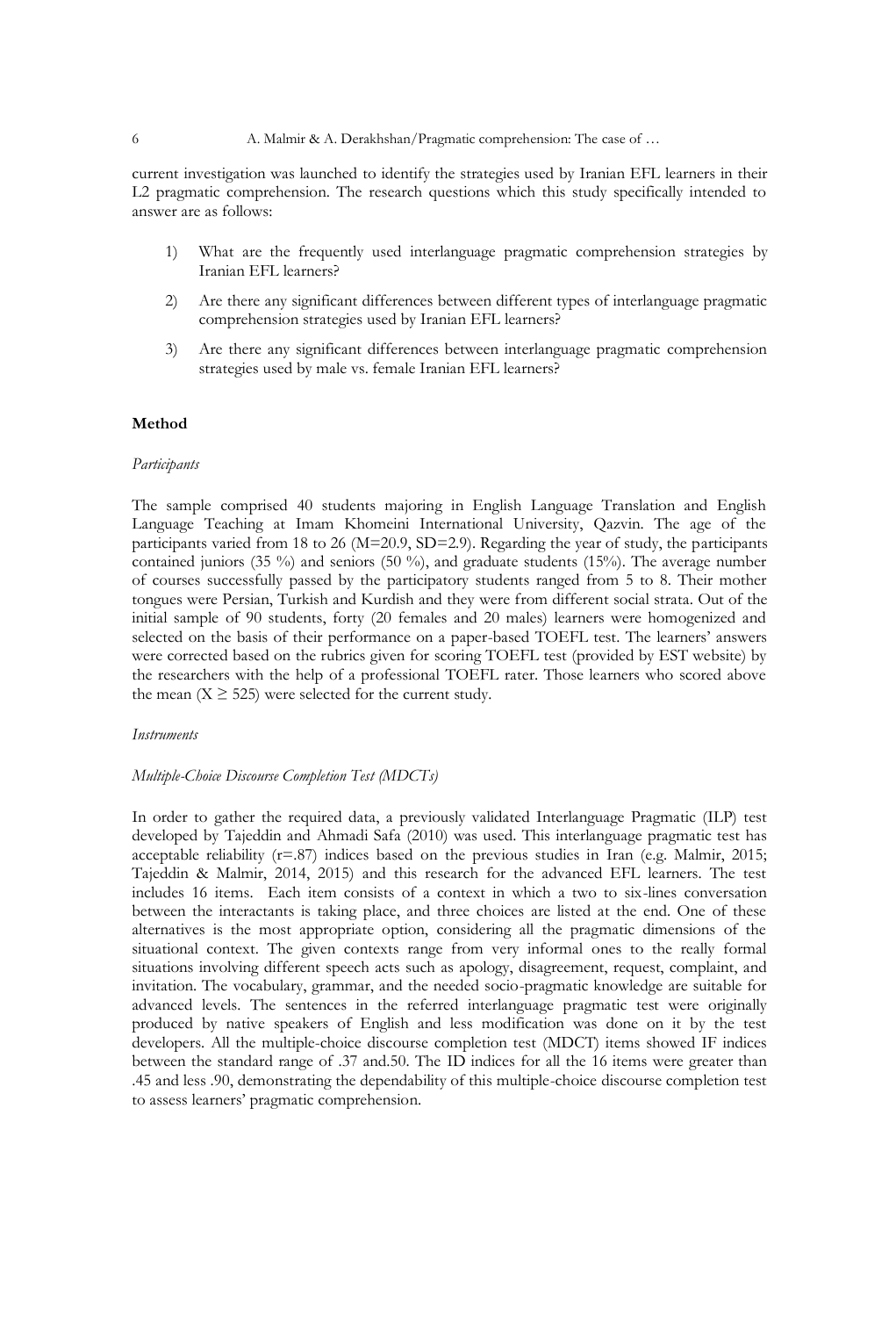current investigation was launched to identify the strategies used by Iranian EFL learners in their L2 pragmatic comprehension. The research questions which this study specifically intended to answer are as follows:

1) What are the frequently used interlanguage pragmatic comprehension strategies by Iranian EFL learners?
2) Are there any significant differences between different types of interlanguage pragmatic comprehension strategies used by Iranian EFL learners?
3) Are there any significant differences between interlanguage pragmatic comprehension strategies used by male vs. female Iranian EFL learners?

## Method

### *Participants*

The sample comprised 40 students majoring in English Language Translation and English Language Teaching at Imam Khomeini International University, Qazvin. The age of the participants varied from 18 to 26 (M=20.9, SD=2.9). Regarding the year of study, the participants contained juniors (35 %) and seniors (50 %), and graduate students (15%). The average number of courses successfully passed by the participatory students ranged from 5 to 8. Their mother tongues were Persian, Turkish and Kurdish and they were from different social strata. Out of the initial sample of 90 students, forty (20 females and 20 males) learners were homogenized and selected on the basis of their performance on a paper-based TOEFL test. The learners' answers were corrected based on the rubrics given for scoring TOEFL test (provided by EST website) by the researchers with the help of a professional TOEFL rater. Those learners who scored above the mean ($X \geq 525$) were selected for the current study.

### *Instruments*

#### *Multiple-Choice Discourse Completion Test (MDCTs)*

In order to gather the required data, a previously validated Interlanguage Pragmatic (ILP) test developed by Tajeddin and Ahmadi Safa (2010) was used. This interlanguage pragmatic test has acceptable reliability (r=.87) indices based on the previous studies in Iran (e.g. Malmir, 2015; Tajeddin & Malmir, 2014, 2015) and this research for the advanced EFL learners. The test includes 16 items. Each item consists of a context in which a two to six-lines conversation between the interactants is taking place, and three choices are listed at the end. One of these alternatives is the most appropriate option, considering all the pragmatic dimensions of the situational context. The given contexts range from very informal ones to the really formal situations involving different speech acts such as apology, disagreement, request, complaint, and invitation. The vocabulary, grammar, and the needed socio-pragmatic knowledge are suitable for advanced levels. The sentences in the referred interlanguage pragmatic test were originally produced by native speakers of English and less modification was done on it by the test developers. All the multiple-choice discourse completion test (MDCT) items showed IF indices between the standard range of .37 and.50. The ID indices for all the 16 items were greater than .45 and less .90, demonstrating the dependability of this multiple-choice discourse completion test to assess learners' pragmatic comprehension.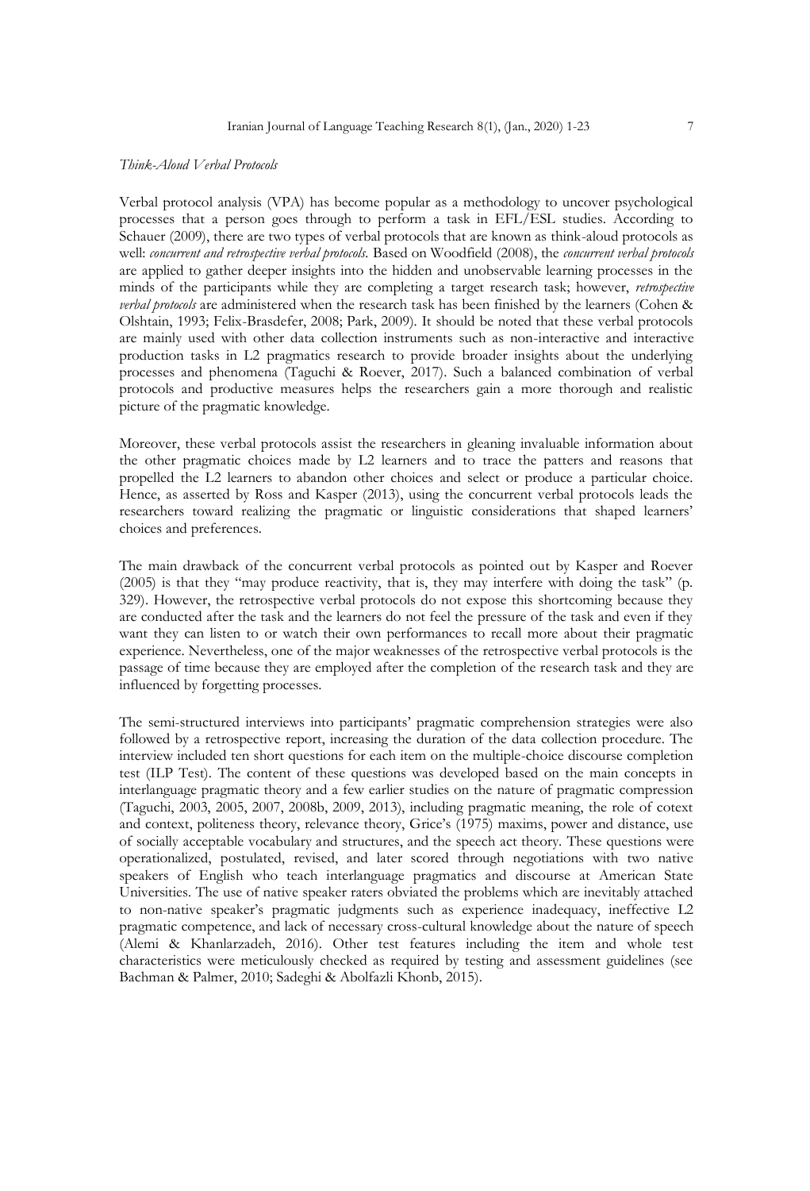*Think-Aloud Verbal Protocols*

Verbal protocol analysis (VPA) has become popular as a methodology to uncover psychological processes that a person goes through to perform a task in EFL/ESL studies. According to Schauer (2009), there are two types of verbal protocols that are known as think-aloud protocols as well: *concurrent and retrospective verbal protocols*. Based on Woodfield (2008), the *concurrent verbal protocols* are applied to gather deeper insights into the hidden and unobservable learning processes in the minds of the participants while they are completing a target research task; however, *retrospective verbal protocols* are administered when the research task has been finished by the learners (Cohen & Olshtain, 1993; Felix-Brasdefer, 2008; Park, 2009). It should be noted that these verbal protocols are mainly used with other data collection instruments such as non-interactive and interactive production tasks in L2 pragmatics research to provide broader insights about the underlying processes and phenomena (Taguchi & Roever, 2017). Such a balanced combination of verbal protocols and productive measures helps the researchers gain a more thorough and realistic picture of the pragmatic knowledge.

Moreover, these verbal protocols assist the researchers in gleaning invaluable information about the other pragmatic choices made by L2 learners and to trace the patters and reasons that propelled the L2 learners to abandon other choices and select or produce a particular choice. Hence, as asserted by Ross and Kasper (2013), using the concurrent verbal protocols leads the researchers toward realizing the pragmatic or linguistic considerations that shaped learners' choices and preferences.

The main drawback of the concurrent verbal protocols as pointed out by Kasper and Roever (2005) is that they "may produce reactivity, that is, they may interfere with doing the task" (p. 329). However, the retrospective verbal protocols do not expose this shortcoming because they are conducted after the task and the learners do not feel the pressure of the task and even if they want they can listen to or watch their own performances to recall more about their pragmatic experience. Nevertheless, one of the major weaknesses of the retrospective verbal protocols is the passage of time because they are employed after the completion of the research task and they are influenced by forgetting processes.

The semi-structured interviews into participants' pragmatic comprehension strategies were also followed by a retrospective report, increasing the duration of the data collection procedure. The interview included ten short questions for each item on the multiple-choice discourse completion test (ILP Test). The content of these questions was developed based on the main concepts in interlanguage pragmatic theory and a few earlier studies on the nature of pragmatic compression (Taguchi, 2003, 2005, 2007, 2008b, 2009, 2013), including pragmatic meaning, the role of cotext and context, politeness theory, relevance theory, Grice's (1975) maxims, power and distance, use of socially acceptable vocabulary and structures, and the speech act theory. These questions were operationalized, postulated, revised, and later scored through negotiations with two native speakers of English who teach interlanguage pragmatics and discourse at American State Universities. The use of native speaker raters obviated the problems which are inevitably attached to non-native speaker's pragmatic judgments such as experience inadequacy, ineffective L2 pragmatic competence, and lack of necessary cross-cultural knowledge about the nature of speech (Alemi & Khanlarzadeh, 2016). Other test features including the item and whole test characteristics were meticulously checked as required by testing and assessment guidelines (see Bachman & Palmer, 2010; Sadeghi & Abolfazli Khonb, 2015).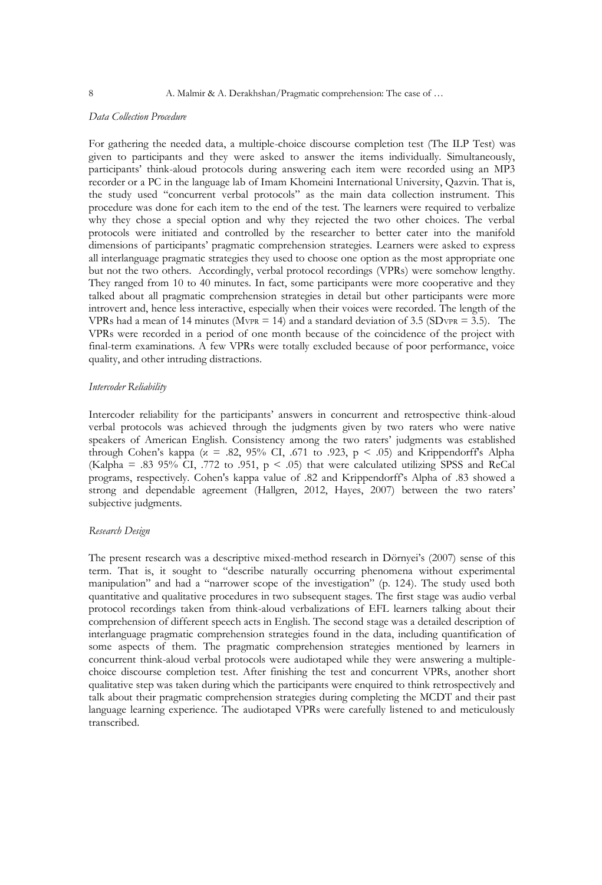*Data Collection Procedure*

For gathering the needed data, a multiple-choice discourse completion test (The ILP Test) was given to participants and they were asked to answer the items individually. Simultaneously, participants' think-aloud protocols during answering each item were recorded using an MP3 recorder or a PC in the language lab of Imam Khomeini International University, Qazvin. That is, the study used "concurrent verbal protocols" as the main data collection instrument. This procedure was done for each item to the end of the test. The learners were required to verbalize why they chose a special option and why they rejected the two other choices. The verbal protocols were initiated and controlled by the researcher to better cater into the manifold dimensions of participants' pragmatic comprehension strategies. Learners were asked to express all interlanguage pragmatic strategies they used to choose one option as the most appropriate one but not the two others. Accordingly, verbal protocol recordings (VPRs) were somehow lengthy. They ranged from 10 to 40 minutes. In fact, some participants were more cooperative and they talked about all pragmatic comprehension strategies in detail but other participants were more introvert and, hence less interactive, especially when their voices were recorded. The length of the VPRs had a mean of 14 minutes ($M_{VPR} = 14$) and a standard deviation of 3.5 ($SD_{VPR} = 3.5$). The VPRs were recorded in a period of one month because of the coincidence of the project with final-term examinations. A few VPRs were totally excluded because of poor performance, voice quality, and other intruding distractions.

*Intercoder Reliability*

Intercoder reliability for the participants' answers in concurrent and retrospective think-aloud verbal protocols was achieved through the judgments given by two raters who were native speakers of American English. Consistency among the two raters' judgments was established through Cohen's kappa ($\kappa$ = .82, 95% CI, .671 to .923, $p < .05$) and Krippendorff's Alpha (Kalpha = .83 95% CI, .772 to .951, $p < .05$) that were calculated utilizing SPSS and ReCal programs, respectively. Cohen's kappa value of .82 and Krippendorff's Alpha of .83 showed a strong and dependable agreement (Hallgren, 2012, Hayes, 2007) between the two raters' subjective judgments.

*Research Design*

The present research was a descriptive mixed-method research in Dörnyei's (2007) sense of this term. That is, it sought to "describe naturally occurring phenomena without experimental manipulation" and had a "narrower scope of the investigation" (p. 124). The study used both quantitative and qualitative procedures in two subsequent stages. The first stage was audio verbal protocol recordings taken from think-aloud verbalizations of EFL learners talking about their comprehension of different speech acts in English. The second stage was a detailed description of interlanguage pragmatic comprehension strategies found in the data, including quantification of some aspects of them. The pragmatic comprehension strategies mentioned by learners in concurrent think-aloud verbal protocols were audiotaped while they were answering a multiple-choice discourse completion test. After finishing the test and concurrent VPRs, another short qualitative step was taken during which the participants were enquired to think retrospectively and talk about their pragmatic comprehension strategies during completing the MCDT and their past language learning experience. The audiotaped VPRs were carefully listened to and meticulously transcribed.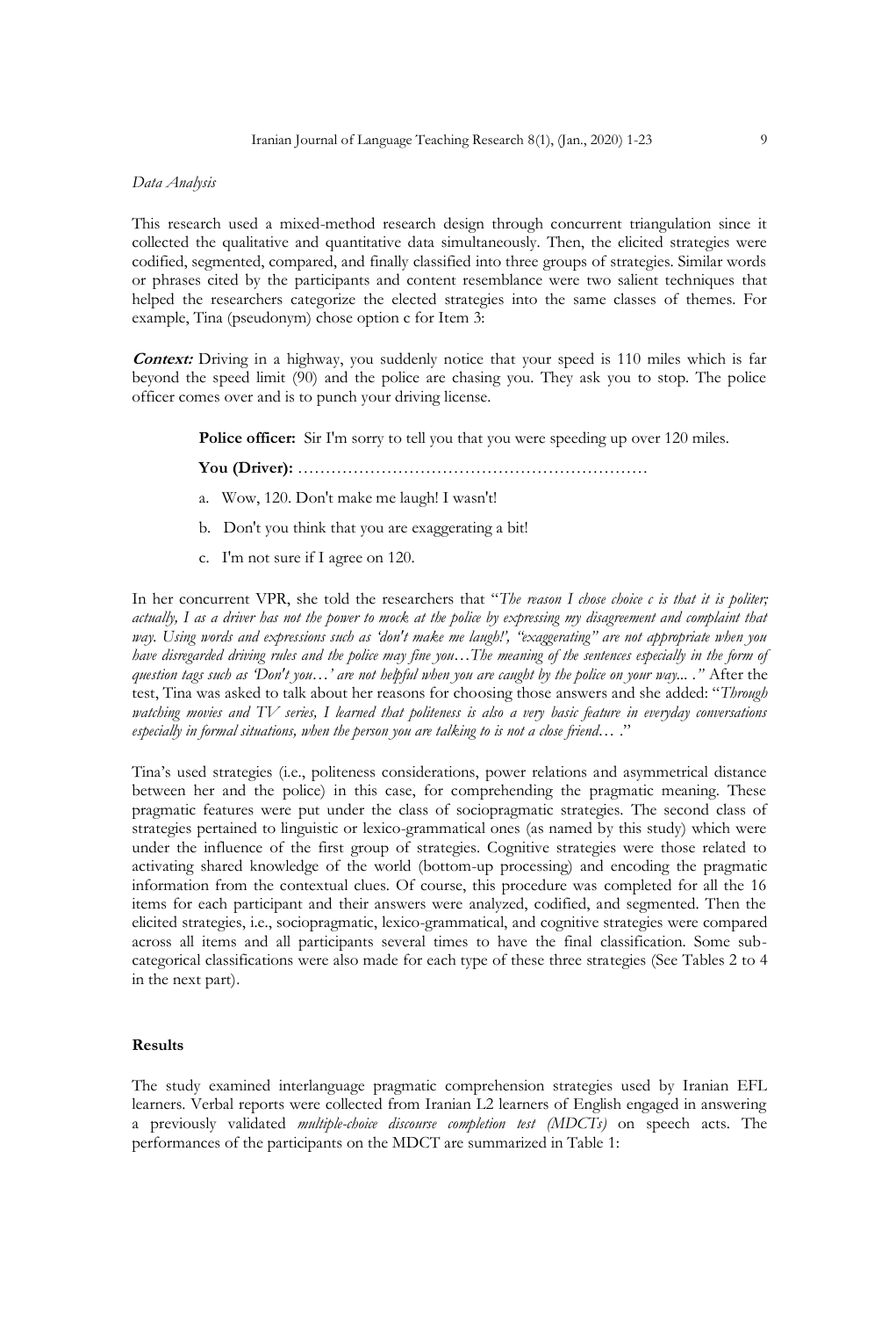*Data Analysis*

This research used a mixed-method research design through concurrent triangulation since it collected the qualitative and quantitative data simultaneously. Then, the elicited strategies were codified, segmented, compared, and finally classified into three groups of strategies. Similar words or phrases cited by the participants and content resemblance were two salient techniques that helped the researchers categorize the elected strategies into the same classes of themes. For example, Tina (pseudonym) chose option c for Item 3:

***Context:*** Driving in a highway, you suddenly notice that your speed is 110 miles which is far beyond the speed limit (90) and the police are chasing you. They ask you to stop. The police officer comes over and is to punch your driving license.

> **Police officer:** Sir I'm sorry to tell you that you were speeding up over 120 miles.
>
> **You (Driver):** ……………………………………………………………
>
> a. Wow, 120. Don't make me laugh! I wasn't!
>
> b. Don't you think that you are exaggerating a bit!
>
> c. I'm not sure if I agree on 120.

In her concurrent VPR, she told the researchers that "*The reason I chose choice c is that it is politer; actually, I as a driver has not the power to mock at the police by expressing my disagreement and complaint that way. Using words and expressions such as 'don't make me laugh!', "exaggerating" are not appropriate when you have disregarded driving rules and the police may fine you…The meaning of the sentences especially in the form of question tags such as 'Don't you…' are not helpful when you are caught by the police on your way... ."* After the test, Tina was asked to talk about her reasons for choosing those answers and she added: "*Through watching movies and TV series, I learned that politeness is also a very basic feature in everyday conversations especially in formal situations, when the person you are talking to is not a close friend… .*"

Tina's used strategies (i.e., politeness considerations, power relations and asymmetrical distance between her and the police) in this case, for comprehending the pragmatic meaning. These pragmatic features were put under the class of sociopragmatic strategies. The second class of strategies pertained to linguistic or lexico-grammatical ones (as named by this study) which were under the influence of the first group of strategies. Cognitive strategies were those related to activating shared knowledge of the world (bottom-up processing) and encoding the pragmatic information from the contextual clues. Of course, this procedure was completed for all the 16 items for each participant and their answers were analyzed, codified, and segmented. Then the elicited strategies, i.e., sociopragmatic, lexico-grammatical, and cognitive strategies were compared across all items and all participants several times to have the final classification. Some sub-categorical classifications were also made for each type of these three strategies (See Tables 2 to 4 in the next part).

**Results**

The study examined interlanguage pragmatic comprehension strategies used by Iranian EFL learners. Verbal reports were collected from Iranian L2 learners of English engaged in answering a previously validated *multiple-choice discourse completion test (MDCTs)* on speech acts. The performances of the participants on the MDCT are summarized in Table 1: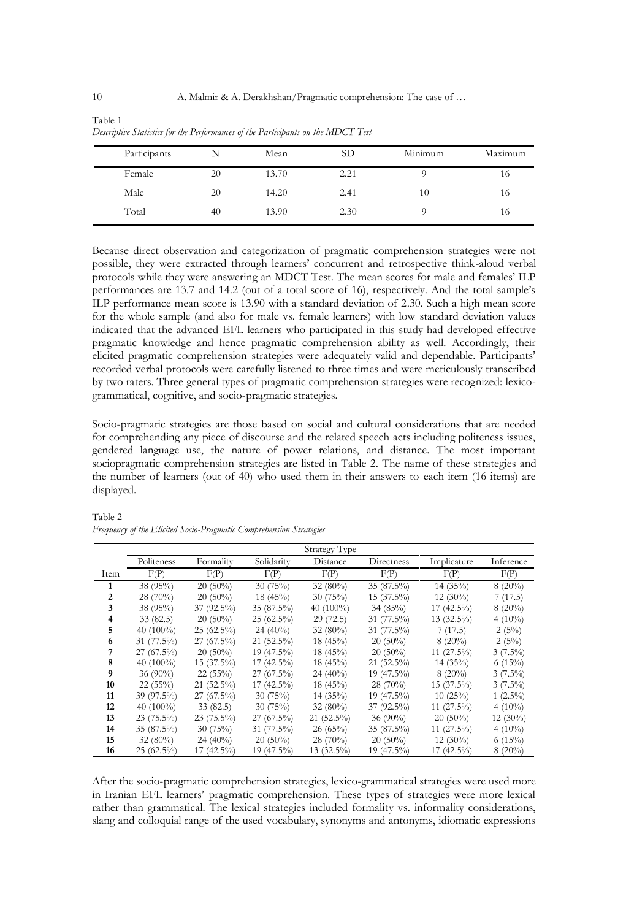Table 1
*Descriptive Statistics for the Performances of the Participants on the MDCT Test*

| Participants | N | Mean | SD | Minimum | Maximum |
|---|---|---|---|---|---|
| Female | 20 | 13.70 | 2.21 | 9 | 16 |
| Male | 20 | 14.20 | 2.41 | 10 | 16 |
| Total | 40 | 13.90 | 2.30 | 9 | 16 |

Because direct observation and categorization of pragmatic comprehension strategies were not possible, they were extracted through learners' concurrent and retrospective think-aloud verbal protocols while they were answering an MDCT Test. The mean scores for male and females' ILP performances are 13.7 and 14.2 (out of a total score of 16), respectively. And the total sample's ILP performance mean score is 13.90 with a standard deviation of 2.30. Such a high mean score for the whole sample (and also for male vs. female learners) with low standard deviation values indicated that the advanced EFL learners who participated in this study had developed effective pragmatic knowledge and hence pragmatic comprehension ability as well. Accordingly, their elicited pragmatic comprehension strategies were adequately valid and dependable. Participants' recorded verbal protocols were carefully listened to three times and were meticulously transcribed by two raters. Three general types of pragmatic comprehension strategies were recognized: lexico-grammatical, cognitive, and socio-pragmatic strategies.

Socio-pragmatic strategies are those based on social and cultural considerations that are needed for comprehending any piece of discourse and the related speech acts including politeness issues, gendered language use, the nature of power relations, and distance. The most important sociopragmatic comprehension strategies are listed in Table 2. The name of these strategies and the number of learners (out of 40) who used them in their answers to each item (16 items) are displayed.

Table 2
*Frequency of the Elicited Socio-Pragmatic Comprehension Strategies*

| | Strategy Type | | | | | | |
|---|---|---|---|---|---|---|---|
| | Politeness | Formality | Solidarity | Distance | Directness | Implicature | Inference |
| Item | F(P) | F(P) | F(P) | F(P) | F(P) | F(P) | F(P) |
| **1** | 38 (95%) | 20 (50%) | 30 (75%) | 32 (80%) | 35 (87.5%) | 14 (35%) | 8 (20%) |
| **2** | 28 (70%) | 20 (50%) | 18 (45%) | 30 (75%) | 15 (37.5%) | 12 (30%) | 7 (17.5) |
| **3** | 38 (95%) | 37 (92.5%) | 35 (87.5%) | 40 (100%) | 34 (85%) | 17 (42.5%) | 8 (20%) |
| **4** | 33 (82.5) | 20 (50%) | 25 (62.5%) | 29 (72.5) | 31 (77.5%) | 13 (32.5%) | 4 (10%) |
| **5** | 40 (100%) | 25 (62.5%) | 24 (40%) | 32 (80%) | 31 (77.5%) | 7 (17.5) | 2 (5%) |
| **6** | 31 (77.5%) | 27 (67.5%) | 21 (52.5%) | 18 (45%) | 20 (50%) | 8 (20%) | 2 (5%) |
| **7** | 27 (67.5%) | 20 (50%) | 19 (47.5%) | 18 (45%) | 20 (50%) | 11 (27.5%) | 3 (7.5%) |
| **8** | 40 (100%) | 15 (37.5%) | 17 (42.5%) | 18 (45%) | 21 (52.5%) | 14 (35%) | 6 (15%) |
| **9** | 36 (90%) | 22 (55%) | 27 (67.5%) | 24 (40%) | 19 (47.5%) | 8 (20%) | 3 (7.5%) |
| **10** | 22 (55%) | 21 (52.5%) | 17 (42.5%) | 18 (45%) | 28 (70%) | 15 (37.5%) | 3 (7.5%) |
| **11** | 39 (97.5%) | 27 (67.5%) | 30 (75%) | 14 (35%) | 19 (47.5%) | 10 (25%) | 1 (2.5%) |
| **12** | 40 (100%) | 33 (82.5) | 30 (75%) | 32 (80%) | 37 (92.5%) | 11 (27.5%) | 4 (10%) |
| **13** | 23 (75.5%) | 23 (75.5%) | 27 (67.5%) | 21 (52.5%) | 36 (90%) | 20 (50%) | 12 (30%) |
| **14** | 35 (87.5%) | 30 (75%) | 31 (77.5%) | 26 (65%) | 35 (87.5%) | 11 (27.5%) | 4 (10%) |
| **15** | 32 (80%) | 24 (40%) | 20 (50%) | 28 (70%) | 20 (50%) | 12 (30%) | 6 (15%) |
| **16** | 25 (62.5%) | 17 (42.5%) | 19 (47.5%) | 13 (32.5%) | 19 (47.5%) | 17 (42.5%) | 8 (20%) |

After the socio-pragmatic comprehension strategies, lexico-grammatical strategies were used more in Iranian EFL learners' pragmatic comprehension. These types of strategies were more lexical rather than grammatical. The lexical strategies included formality vs. informality considerations, slang and colloquial range of the used vocabulary, synonyms and antonyms, idiomatic expressions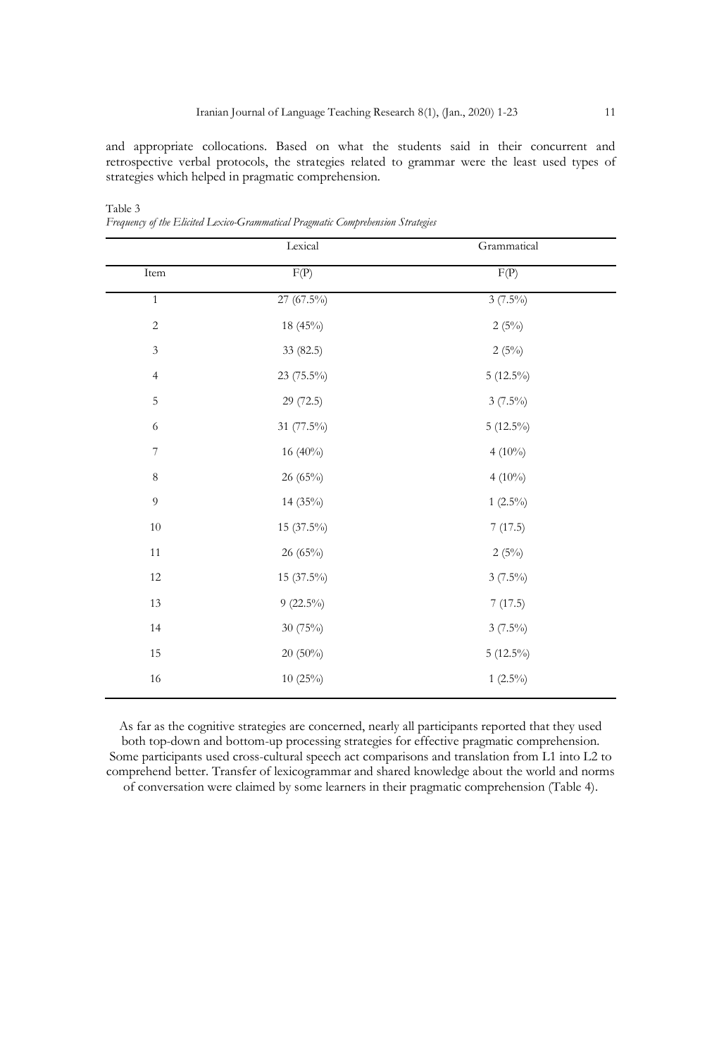and appropriate collocations. Based on what the students said in their concurrent and retrospective verbal protocols, the strategies related to grammar were the least used types of strategies which helped in pragmatic comprehension.

Table 3

*Frequency of the Elicited Lexico-Grammatical Pragmatic Comprehension Strategies*

| | Lexical | Grammatical |
|---|---|---|
| Item | F(P) | F(P) |
| 1 | 27 (67.5%) | 3 (7.5%) |
| 2 | 18 (45%) | 2 (5%) |
| 3 | 33 (82.5) | 2 (5%) |
| 4 | 23 (75.5%) | 5 (12.5%) |
| 5 | 29 (72.5) | 3 (7.5%) |
| 6 | 31 (77.5%) | 5 (12.5%) |
| 7 | 16 (40%) | 4 (10%) |
| 8 | 26 (65%) | 4 (10%) |
| 9 | 14 (35%) | 1 (2.5%) |
| 10 | 15 (37.5%) | 7 (17.5) |
| 11 | 26 (65%) | 2 (5%) |
| 12 | 15 (37.5%) | 3 (7.5%) |
| 13 | 9 (22.5%) | 7 (17.5) |
| 14 | 30 (75%) | 3 (7.5%) |
| 15 | 20 (50%) | 5 (12.5%) |
| 16 | 10 (25%) | 1 (2.5%) |

As far as the cognitive strategies are concerned, nearly all participants reported that they used both top-down and bottom-up processing strategies for effective pragmatic comprehension. Some participants used cross-cultural speech act comparisons and translation from L1 into L2 to comprehend better. Transfer of lexicogrammar and shared knowledge about the world and norms of conversation were claimed by some learners in their pragmatic comprehension (Table 4).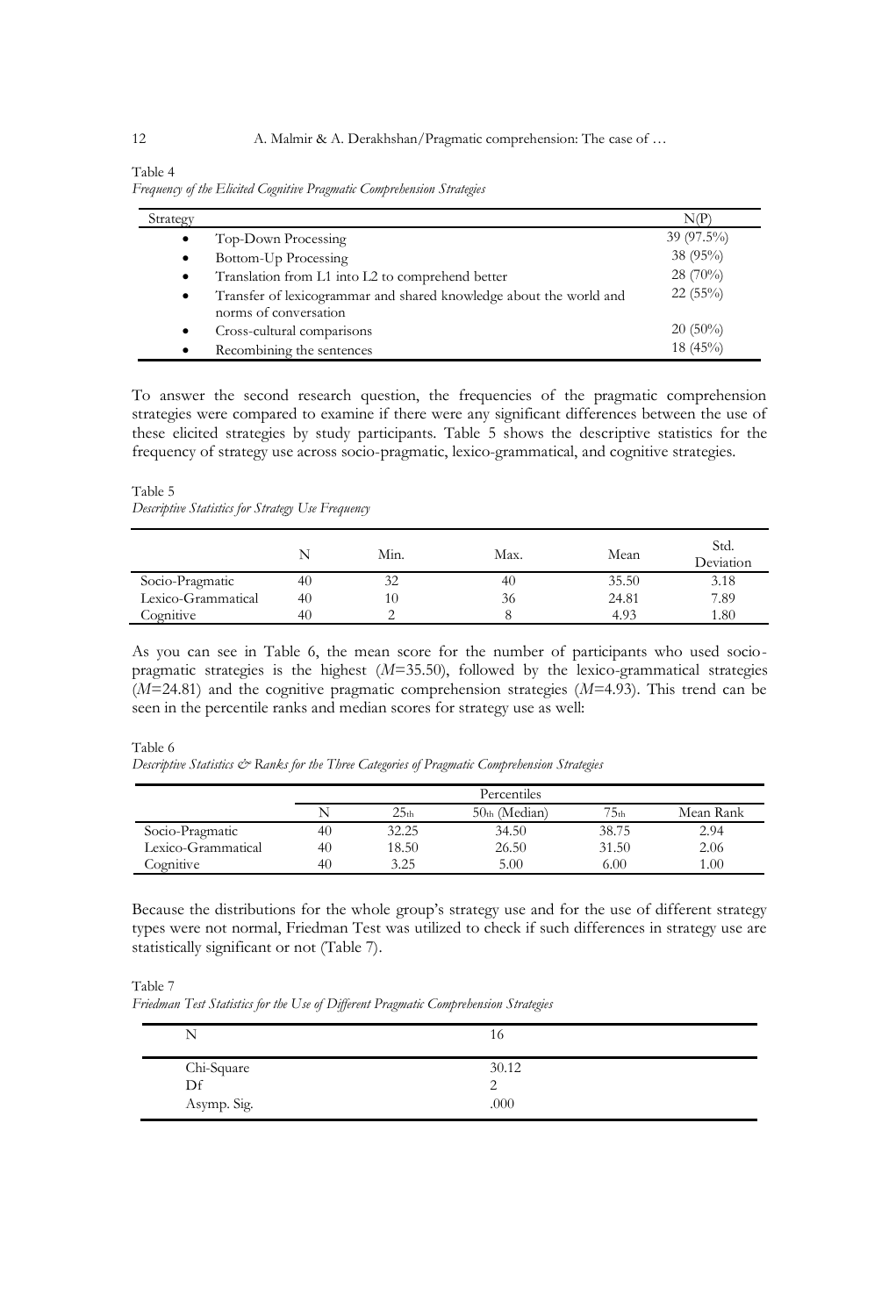Table 4

*Frequency of the Elicited Cognitive Pragmatic Comprehension Strategies*

| Strategy | N(P) |
|---|---|
| • Top-Down Processing | 39 (97.5%) |
| • Bottom-Up Processing | 38 (95%) |
| • Translation from L1 into L2 to comprehend better | 28 (70%) |
| • Transfer of lexicogrammar and shared knowledge about the world and norms of conversation | 22 (55%) |
| • Cross-cultural comparisons | 20 (50%) |
| • Recombining the sentences | 18 (45%) |

To answer the second research question, the frequencies of the pragmatic comprehension strategies were compared to examine if there were any significant differences between the use of these elicited strategies by study participants. Table 5 shows the descriptive statistics for the frequency of strategy use across socio-pragmatic, lexico-grammatical, and cognitive strategies.

Table 5

*Descriptive Statistics for Strategy Use Frequency*

| | N | Min. | Max. | Mean | Std. Deviation |
|---|---|---|---|---|---|
| Socio-Pragmatic | 40 | 32 | 40 | 35.50 | 3.18 |
| Lexico-Grammatical | 40 | 10 | 36 | 24.81 | 7.89 |
| Cognitive | 40 | 2 | 8 | 4.93 | 1.80 |

As you can see in Table 6, the mean score for the number of participants who used socio-pragmatic strategies is the highest (*M*=35.50), followed by the lexico-grammatical strategies (*M*=24.81) and the cognitive pragmatic comprehension strategies (*M*=4.93). This trend can be seen in the percentile ranks and median scores for strategy use as well:

Table 6

*Descriptive Statistics & Ranks for the Three Categories of Pragmatic Comprehension Strategies*

| | Percentiles | | | | |
|---|---|---|---|---|---|
| | N | 25th | 50th (Median) | 75th | Mean Rank |
| Socio-Pragmatic | 40 | 32.25 | 34.50 | 38.75 | 2.94 |
| Lexico-Grammatical | 40 | 18.50 | 26.50 | 31.50 | 2.06 |
| Cognitive | 40 | 3.25 | 5.00 | 6.00 | 1.00 |

Because the distributions for the whole group's strategy use and for the use of different strategy types were not normal, Friedman Test was utilized to check if such differences in strategy use are statistically significant or not (Table 7).

Table 7

*Friedman Test Statistics for the Use of Different Pragmatic Comprehension Strategies*

| N | 16 |
|---|---|
| Chi-Square | 30.12 |
| Df | 2 |
| Asymp. Sig. | .000 |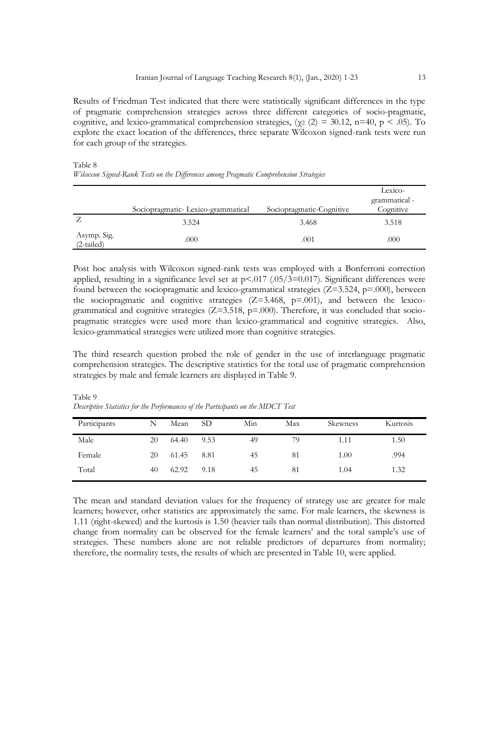Results of Friedman Test indicated that there were statistically significant differences in the type of pragmatic comprehension strategies across three different categories of socio-pragmatic, cognitive, and lexico-grammatical comprehension strategies, ($\chi_2$ (2) = 30.12, n=40, $p < .05$). To explore the exact location of the differences, three separate Wilcoxon signed-rank tests were run for each group of the strategies.

Table 8
*Wilcoxon Signed-Rank Tests on the Differences among Pragmatic Comprehension Strategies*

| | Sociopragmatic- Lexico-grammatical | Sociopragmatic-Cognitive | Lexico-grammatical - Cognitive |
|---|---|---|---|
| Z | 3.524 | 3.468 | 3.518 |
| Asymp. Sig. (2-tailed) | .000 | .001 | .000 |

Post hoc analysis with Wilcoxon signed-rank tests was employed with a Bonferroni correction applied, resulting in a significance level set at $p<.017$ (.05/3=0.017). Significant differences were found between the sociopragmatic and lexico-grammatical strategies (Z=3.524, p=.000), between the sociopragmatic and cognitive strategies (Z=3.468, p=.001), and between the lexico-grammatical and cognitive strategies (Z=3.518, p=.000). Therefore, it was concluded that socio-pragmatic strategies were used more than lexico-grammatical and cognitive strategies. Also, lexico-grammatical strategies were utilized more than cognitive strategies.

The third research question probed the role of gender in the use of interlanguage pragmatic comprehension strategies. The descriptive statistics for the total use of pragmatic comprehension strategies by male and female learners are displayed in Table 9.

Table 9
*Descriptive Statistics for the Performances of the Participants on the MDCT Test*

| Participants | N | Mean | SD | Min | Max | Skewness | Kurtosis |
|---|---|---|---|---|---|---|---|
| Male | 20 | 64.40 | 9.53 | 49 | 79 | 1.11 | 1.50 |
| Female | 20 | 61.45 | 8.81 | 45 | 81 | 1.00 | .994 |
| Total | 40 | 62.92 | 9.18 | 45 | 81 | 1.04 | 1.32 |

The mean and standard deviation values for the frequency of strategy use are greater for male learners; however, other statistics are approximately the same. For male learners, the skewness is 1.11 (right-skewed) and the kurtosis is 1.50 (heavier tails than normal distribution). This distorted change from normality can be observed for the female learners' and the total sample's use of strategies. These numbers alone are not reliable predictors of departures from normality; therefore, the normality tests, the results of which are presented in Table 10, were applied.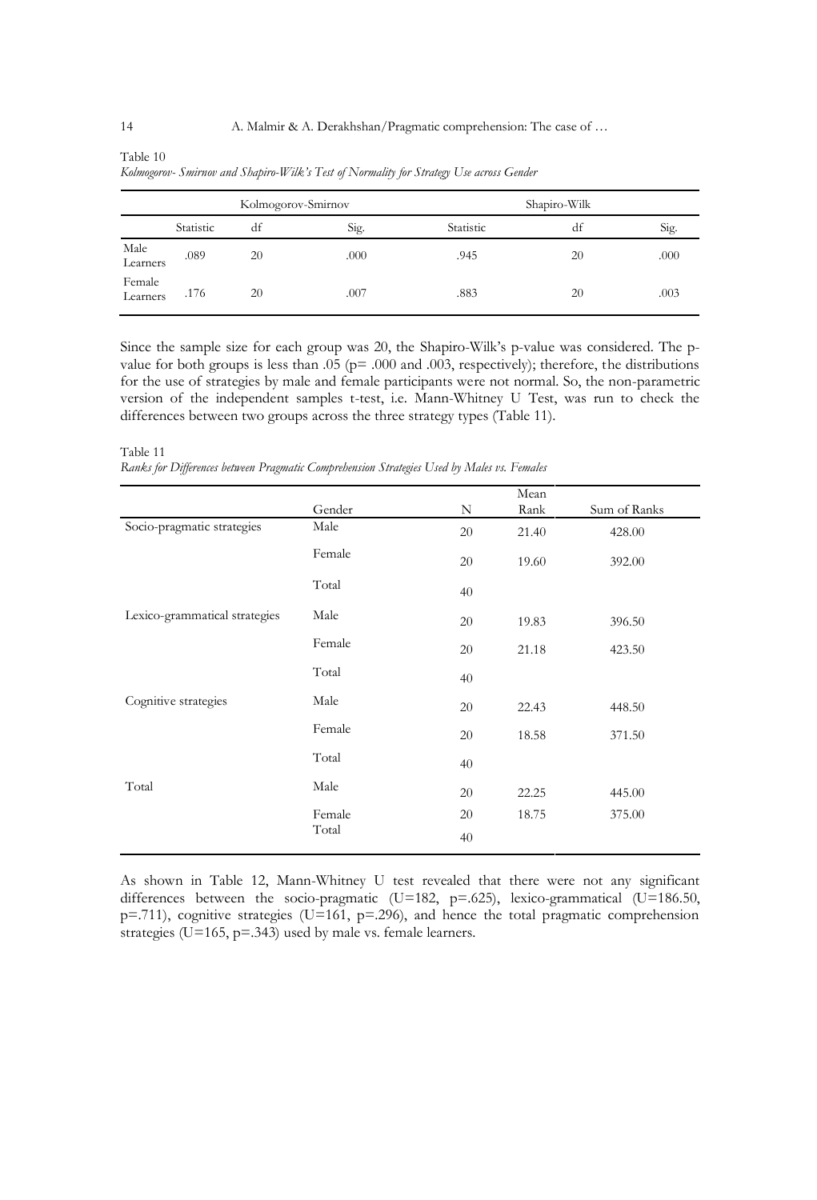Table 10

*Kolmogorov- Smirnov and Shapiro-Wilk's Test of Normality for Strategy Use across Gender*

| | Kolmogorov-Smirnov | | | Shapiro-Wilk | | |
|---|---|---|---|---|---|---|
| | Statistic | df | Sig. | Statistic | df | Sig. |
| Male Learners | .089 | 20 | .000 | .945 | 20 | .000 |
| Female Learners | .176 | 20 | .007 | .883 | 20 | .003 |

Since the sample size for each group was 20, the Shapiro-Wilk's p-value was considered. The p-value for both groups is less than .05 (p= .000 and .003, respectively); therefore, the distributions for the use of strategies by male and female participants were not normal. So, the non-parametric version of the independent samples t-test, i.e. Mann-Whitney U Test, was run to check the differences between two groups across the three strategy types (Table 11).

Table 11

*Ranks for Differences between Pragmatic Comprehension Strategies Used by Males vs. Females*

| | Gender | N | Mean Rank | Sum of Ranks |
|---|---|---|---|---|
| Socio-pragmatic strategies | Male | 20 | 21.40 | 428.00 |
| | Female | 20 | 19.60 | 392.00 |
| | Total | 40 | | |
| Lexico-grammatical strategies | Male | 20 | 19.83 | 396.50 |
| | Female | 20 | 21.18 | 423.50 |
| | Total | 40 | | |
| Cognitive strategies | Male | 20 | 22.43 | 448.50 |
| | Female | 20 | 18.58 | 371.50 |
| | Total | 40 | | |
| Total | Male | 20 | 22.25 | 445.00 |
| | Female | 20 | 18.75 | 375.00 |
| | Total | 40 | | |

As shown in Table 12, Mann-Whitney U test revealed that there were not any significant differences between the socio-pragmatic (U=182, p=.625), lexico-grammatical (U=186.50, p=.711), cognitive strategies (U=161, p=.296), and hence the total pragmatic comprehension strategies (U=165, p=.343) used by male vs. female learners.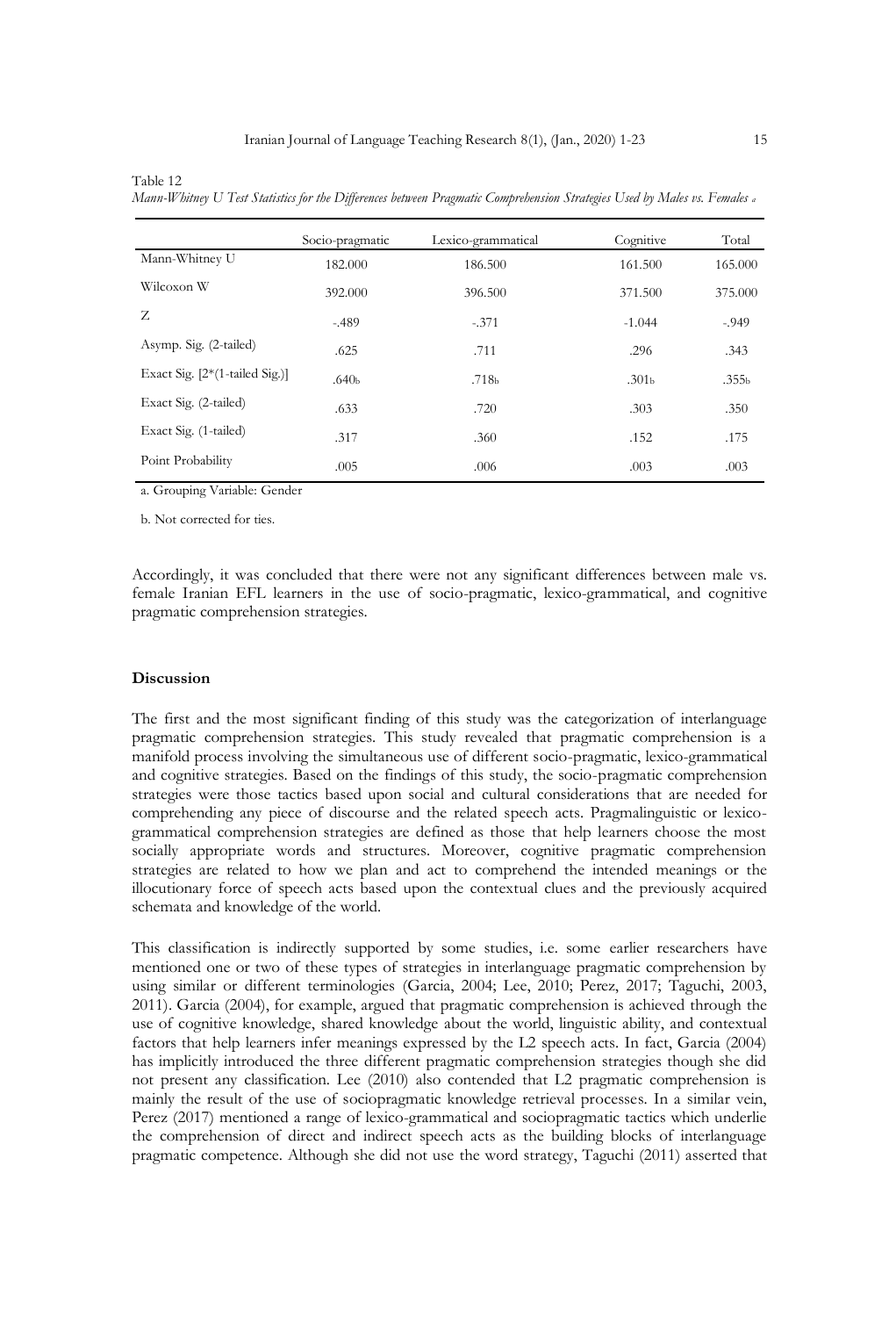Table 12
*Mann-Whitney U Test Statistics for the Differences between Pragmatic Comprehension Strategies Used by Males vs. Females* [a]

| | Socio-pragmatic | Lexico-grammatical | Cognitive | Total |
|---|---|---|---|---|
| Mann-Whitney U | 182.000 | 186.500 | 161.500 | 165.000 |
| Wilcoxon W | 392.000 | 396.500 | 371.500 | 375.000 |
| Z | -.489 | -.371 | -1.044 | -.949 |
| Asymp. Sig. (2-tailed) | .625 | .711 | .296 | .343 |
| Exact Sig. [2*(1-tailed Sig.)] | .640[b] | .718[b] | .301[b] | .355[b] |
| Exact Sig. (2-tailed) | .633 | .720 | .303 | .350 |
| Exact Sig. (1-tailed) | .317 | .360 | .152 | .175 |
| Point Probability | .005 | .006 | .003 | .003 |

a. Grouping Variable: Gender

b. Not corrected for ties.

Accordingly, it was concluded that there were not any significant differences between male vs. female Iranian EFL learners in the use of socio-pragmatic, lexico-grammatical, and cognitive pragmatic comprehension strategies.

## Discussion

The first and the most significant finding of this study was the categorization of interlanguage pragmatic comprehension strategies. This study revealed that pragmatic comprehension is a manifold process involving the simultaneous use of different socio-pragmatic, lexico-grammatical and cognitive strategies. Based on the findings of this study, the socio-pragmatic comprehension strategies were those tactics based upon social and cultural considerations that are needed for comprehending any piece of discourse and the related speech acts. Pragmalinguistic or lexico-grammatical comprehension strategies are defined as those that help learners choose the most socially appropriate words and structures. Moreover, cognitive pragmatic comprehension strategies are related to how we plan and act to comprehend the intended meanings or the illocutionary force of speech acts based upon the contextual clues and the previously acquired schemata and knowledge of the world.

This classification is indirectly supported by some studies, i.e. some earlier researchers have mentioned one or two of these types of strategies in interlanguage pragmatic comprehension by using similar or different terminologies (Garcia, 2004; Lee, 2010; Perez, 2017; Taguchi, 2003, 2011). Garcia (2004), for example, argued that pragmatic comprehension is achieved through the use of cognitive knowledge, shared knowledge about the world, linguistic ability, and contextual factors that help learners infer meanings expressed by the L2 speech acts. In fact, Garcia (2004) has implicitly introduced the three different pragmatic comprehension strategies though she did not present any classification. Lee (2010) also contended that L2 pragmatic comprehension is mainly the result of the use of sociopragmatic knowledge retrieval processes. In a similar vein, Perez (2017) mentioned a range of lexico-grammatical and sociopragmatic tactics which underlie the comprehension of direct and indirect speech acts as the building blocks of interlanguage pragmatic competence. Although she did not use the word strategy, Taguchi (2011) asserted that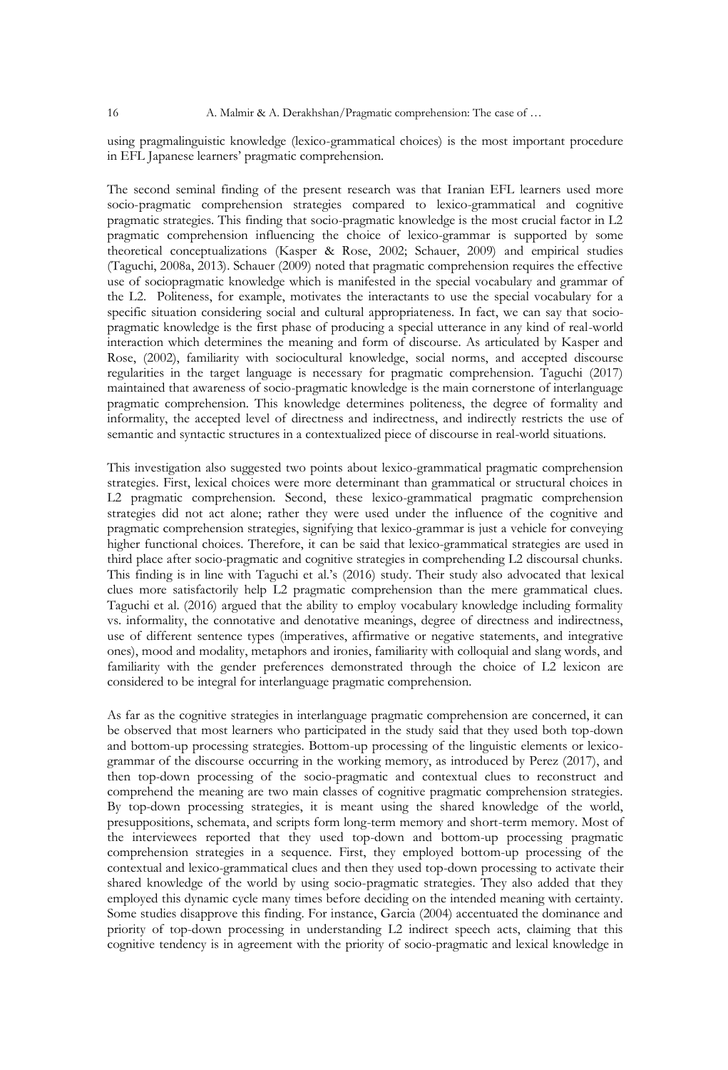using pragmalinguistic knowledge (lexico-grammatical choices) is the most important procedure in EFL Japanese learners' pragmatic comprehension.

The second seminal finding of the present research was that Iranian EFL learners used more socio-pragmatic comprehension strategies compared to lexico-grammatical and cognitive pragmatic strategies. This finding that socio-pragmatic knowledge is the most crucial factor in L2 pragmatic comprehension influencing the choice of lexico-grammar is supported by some theoretical conceptualizations (Kasper & Rose, 2002; Schauer, 2009) and empirical studies (Taguchi, 2008a, 2013). Schauer (2009) noted that pragmatic comprehension requires the effective use of sociopragmatic knowledge which is manifested in the special vocabulary and grammar of the L2. Politeness, for example, motivates the interactants to use the special vocabulary for a specific situation considering social and cultural appropriateness. In fact, we can say that socio-pragmatic knowledge is the first phase of producing a special utterance in any kind of real-world interaction which determines the meaning and form of discourse. As articulated by Kasper and Rose, (2002), familiarity with sociocultural knowledge, social norms, and accepted discourse regularities in the target language is necessary for pragmatic comprehension. Taguchi (2017) maintained that awareness of socio-pragmatic knowledge is the main cornerstone of interlanguage pragmatic comprehension. This knowledge determines politeness, the degree of formality and informality, the accepted level of directness and indirectness, and indirectly restricts the use of semantic and syntactic structures in a contextualized piece of discourse in real-world situations.

This investigation also suggested two points about lexico-grammatical pragmatic comprehension strategies. First, lexical choices were more determinant than grammatical or structural choices in L2 pragmatic comprehension. Second, these lexico-grammatical pragmatic comprehension strategies did not act alone; rather they were used under the influence of the cognitive and pragmatic comprehension strategies, signifying that lexico-grammar is just a vehicle for conveying higher functional choices. Therefore, it can be said that lexico-grammatical strategies are used in third place after socio-pragmatic and cognitive strategies in comprehending L2 discoursal chunks. This finding is in line with Taguchi et al.'s (2016) study. Their study also advocated that lexical clues more satisfactorily help L2 pragmatic comprehension than the mere grammatical clues. Taguchi et al. (2016) argued that the ability to employ vocabulary knowledge including formality vs. informality, the connotative and denotative meanings, degree of directness and indirectness, use of different sentence types (imperatives, affirmative or negative statements, and integrative ones), mood and modality, metaphors and ironies, familiarity with colloquial and slang words, and familiarity with the gender preferences demonstrated through the choice of L2 lexicon are considered to be integral for interlanguage pragmatic comprehension.

As far as the cognitive strategies in interlanguage pragmatic comprehension are concerned, it can be observed that most learners who participated in the study said that they used both top-down and bottom-up processing strategies. Bottom-up processing of the linguistic elements or lexico-grammar of the discourse occurring in the working memory, as introduced by Perez (2017), and then top-down processing of the socio-pragmatic and contextual clues to reconstruct and comprehend the meaning are two main classes of cognitive pragmatic comprehension strategies. By top-down processing strategies, it is meant using the shared knowledge of the world, presuppositions, schemata, and scripts form long-term memory and short-term memory. Most of the interviewees reported that they used top-down and bottom-up processing pragmatic comprehension strategies in a sequence. First, they employed bottom-up processing of the contextual and lexico-grammatical clues and then they used top-down processing to activate their shared knowledge of the world by using socio-pragmatic strategies. They also added that they employed this dynamic cycle many times before deciding on the intended meaning with certainty. Some studies disapprove this finding. For instance, Garcia (2004) accentuated the dominance and priority of top-down processing in understanding L2 indirect speech acts, claiming that this cognitive tendency is in agreement with the priority of socio-pragmatic and lexical knowledge in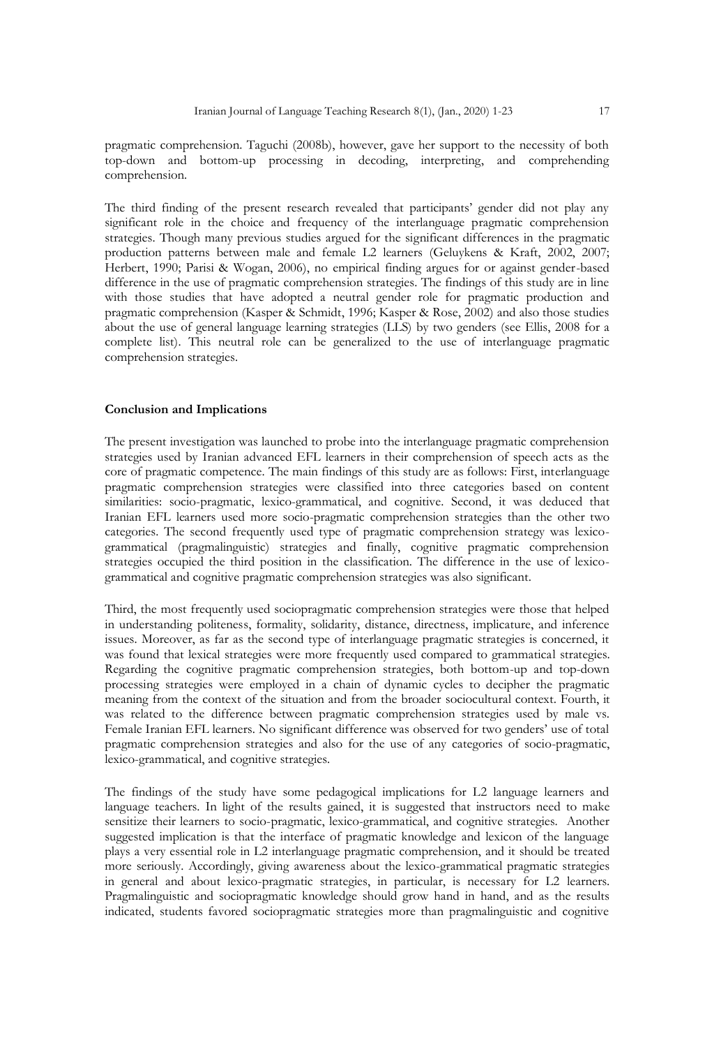pragmatic comprehension. Taguchi (2008b), however, gave her support to the necessity of both top-down and bottom-up processing in decoding, interpreting, and comprehending comprehension.

The third finding of the present research revealed that participants' gender did not play any significant role in the choice and frequency of the interlanguage pragmatic comprehension strategies. Though many previous studies argued for the significant differences in the pragmatic production patterns between male and female L2 learners (Geluykens & Kraft, 2002, 2007; Herbert, 1990; Parisi & Wogan, 2006), no empirical finding argues for or against gender-based difference in the use of pragmatic comprehension strategies. The findings of this study are in line with those studies that have adopted a neutral gender role for pragmatic production and pragmatic comprehension (Kasper & Schmidt, 1996; Kasper & Rose, 2002) and also those studies about the use of general language learning strategies (LLS) by two genders (see Ellis, 2008 for a complete list). This neutral role can be generalized to the use of interlanguage pragmatic comprehension strategies.

## Conclusion and Implications

The present investigation was launched to probe into the interlanguage pragmatic comprehension strategies used by Iranian advanced EFL learners in their comprehension of speech acts as the core of pragmatic competence. The main findings of this study are as follows: First, interlanguage pragmatic comprehension strategies were classified into three categories based on content similarities: socio-pragmatic, lexico-grammatical, and cognitive. Second, it was deduced that Iranian EFL learners used more socio-pragmatic comprehension strategies than the other two categories. The second frequently used type of pragmatic comprehension strategy was lexico-grammatical (pragmalinguistic) strategies and finally, cognitive pragmatic comprehension strategies occupied the third position in the classification. The difference in the use of lexico-grammatical and cognitive pragmatic comprehension strategies was also significant.

Third, the most frequently used sociopragmatic comprehension strategies were those that helped in understanding politeness, formality, solidarity, distance, directness, implicature, and inference issues. Moreover, as far as the second type of interlanguage pragmatic strategies is concerned, it was found that lexical strategies were more frequently used compared to grammatical strategies. Regarding the cognitive pragmatic comprehension strategies, both bottom-up and top-down processing strategies were employed in a chain of dynamic cycles to decipher the pragmatic meaning from the context of the situation and from the broader sociocultural context. Fourth, it was related to the difference between pragmatic comprehension strategies used by male vs. Female Iranian EFL learners. No significant difference was observed for two genders' use of total pragmatic comprehension strategies and also for the use of any categories of socio-pragmatic, lexico-grammatical, and cognitive strategies.

The findings of the study have some pedagogical implications for L2 language learners and language teachers. In light of the results gained, it is suggested that instructors need to make sensitize their learners to socio-pragmatic, lexico-grammatical, and cognitive strategies. Another suggested implication is that the interface of pragmatic knowledge and lexicon of the language plays a very essential role in L2 interlanguage pragmatic comprehension, and it should be treated more seriously. Accordingly, giving awareness about the lexico-grammatical pragmatic strategies in general and about lexico-pragmatic strategies, in particular, is necessary for L2 learners. Pragmalinguistic and sociopragmatic knowledge should grow hand in hand, and as the results indicated, students favored sociopragmatic strategies more than pragmalinguistic and cognitive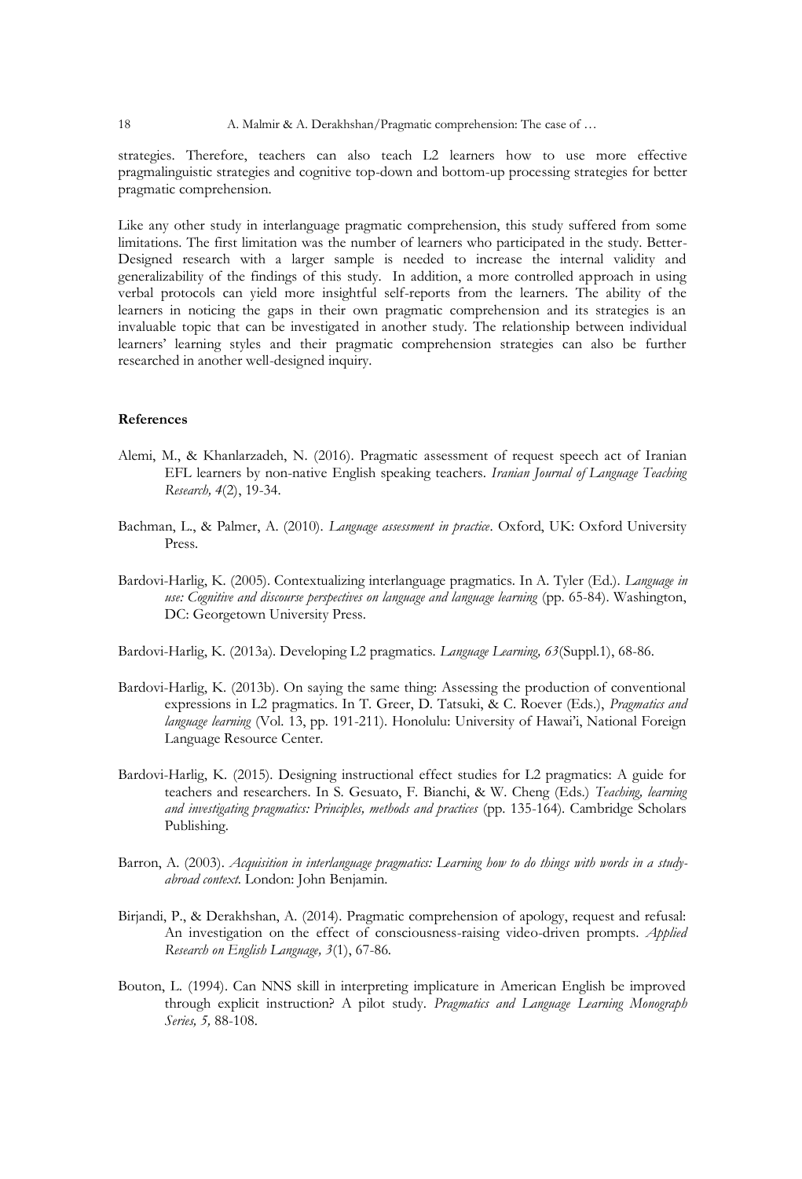strategies. Therefore, teachers can also teach L2 learners how to use more effective pragmalinguistic strategies and cognitive top-down and bottom-up processing strategies for better pragmatic comprehension.

Like any other study in interlanguage pragmatic comprehension, this study suffered from some limitations. The first limitation was the number of learners who participated in the study. Better-Designed research with a larger sample is needed to increase the internal validity and generalizability of the findings of this study. In addition, a more controlled approach in using verbal protocols can yield more insightful self-reports from the learners. The ability of the learners in noticing the gaps in their own pragmatic comprehension and its strategies is an invaluable topic that can be investigated in another study. The relationship between individual learners' learning styles and their pragmatic comprehension strategies can also be further researched in another well-designed inquiry.

## References

Alemi, M., & Khanlarzadeh, N. (2016). Pragmatic assessment of request speech act of Iranian EFL learners by non-native English speaking teachers. *Iranian Journal of Language Teaching Research, 4*(2), 19-34.

Bachman, L., & Palmer, A. (2010). *Language assessment in practice*. Oxford, UK: Oxford University Press.

Bardovi-Harlig, K. (2005). Contextualizing interlanguage pragmatics. In A. Tyler (Ed.). *Language in use: Cognitive and discourse perspectives on language and language learning* (pp. 65-84). Washington, DC: Georgetown University Press.

Bardovi-Harlig, K. (2013a). Developing L2 pragmatics. *Language Learning, 63*(Suppl.1), 68-86.

Bardovi-Harlig, K. (2013b). On saying the same thing: Assessing the production of conventional expressions in L2 pragmatics. In T. Greer, D. Tatsuki, & C. Roever (Eds.), *Pragmatics and language learning* (Vol. 13, pp. 191-211). Honolulu: University of Hawai'i, National Foreign Language Resource Center.

Bardovi-Harlig, K. (2015). Designing instructional effect studies for L2 pragmatics: A guide for teachers and researchers. In S. Gesuato, F. Bianchi, & W. Cheng (Eds.) *Teaching, learning and investigating pragmatics: Principles, methods and practices* (pp. 135-164). Cambridge Scholars Publishing.

Barron, A. (2003). *Acquisition in interlanguage pragmatics: Learning how to do things with words in a study-abroad context.* London: John Benjamin.

Birjandi, P., & Derakhshan, A. (2014). Pragmatic comprehension of apology, request and refusal: An investigation on the effect of consciousness-raising video-driven prompts. *Applied Research on English Language, 3*(1), 67-86.

Bouton, L. (1994). Can NNS skill in interpreting implicature in American English be improved through explicit instruction? A pilot study. *Pragmatics and Language Learning Monograph Series, 5,* 88-108.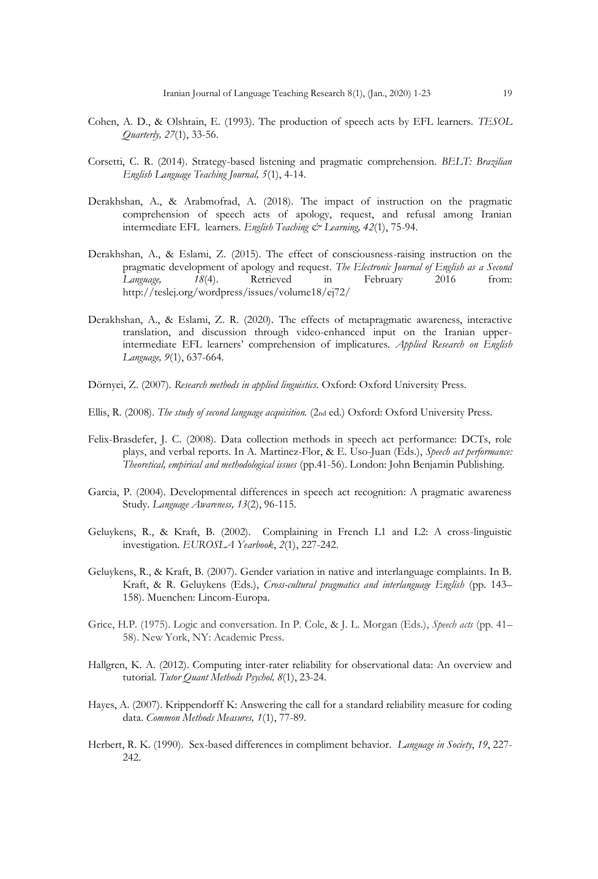Cohen, A. D., & Olshtain, E. (1993). The production of speech acts by EFL learners. *TESOL Quarterly, 27*(1), 33-56.

Corsetti, C. R. (2014). Strategy-based listening and pragmatic comprehension. *BELT: Brazilian English Language Teaching Journal, 5*(1), 4-14.

Derakhshan, A., & Arabmofrad, A. (2018). The impact of instruction on the pragmatic comprehension of speech acts of apology, request, and refusal among Iranian intermediate EFL learners. *English Teaching & Learning, 42*(1), 75-94.

Derakhshan, A., & Eslami, Z. (2015). The effect of consciousness-raising instruction on the pragmatic development of apology and request. *The Electronic Journal of English as a Second Language, 18*(4). Retrieved in February 2016 from: http://teslej.org/wordpress/issues/volume18/ej72/

Derakhshan, A., & Eslami, Z. R. (2020). The effects of metapragmatic awareness, interactive translation, and discussion through video-enhanced input on the Iranian upper-intermediate EFL learners' comprehension of implicatures. *Applied Research on English Language, 9*(1), 637-664.

Dörnyei, Z. (2007). *Research methods in applied linguistics.* Oxford: Oxford University Press.

Ellis, R. (2008). *The study of second language acquisition.* (2nd ed.) Oxford: Oxford University Press.

Felix-Brasdefer, J. C. (2008). Data collection methods in speech act performance: DCTs, role plays, and verbal reports. In A. Martinez-Flor, & E. Uso-Juan (Eds.), *Speech act performance: Theoretical, empirical and methodological issues* (pp.41-56). London: John Benjamin Publishing.

Garcia, P. (2004). Developmental differences in speech act recognition: A pragmatic awareness Study. *Language Awareness, 13*(2), 96-115.

Geluykens, R., & Kraft, B. (2002). Complaining in French L1 and L2: A cross-linguistic investigation. *EUROSLA Yearbook*, *2*(1), 227-242.

Geluykens, R., & Kraft, B. (2007). Gender variation in native and interlanguage complaints. In B. Kraft, & R. Geluykens (Eds.), *Cross-cultural pragmatics and interlanguage English* (pp. 143–158). Muenchen: Lincom-Europa.

Grice, H.P. (1975). Logic and conversation. In P. Cole, & J. L. Morgan (Eds.), *Speech acts* (pp. 41–58). New York, NY: Academic Press.

Hallgren, K. A. (2012). Computing inter-rater reliability for observational data: An overview and tutorial. *Tutor Quant Methods Psychol, 8*(1), 23-24.

Hayes, A. (2007). Krippendorff K: Answering the call for a standard reliability measure for coding data. *Common Methods Measures, 1*(1), 77-89.

Herbert, R. K. (1990). Sex-based differences in compliment behavior. *Language in Society*, *19*, 227-242.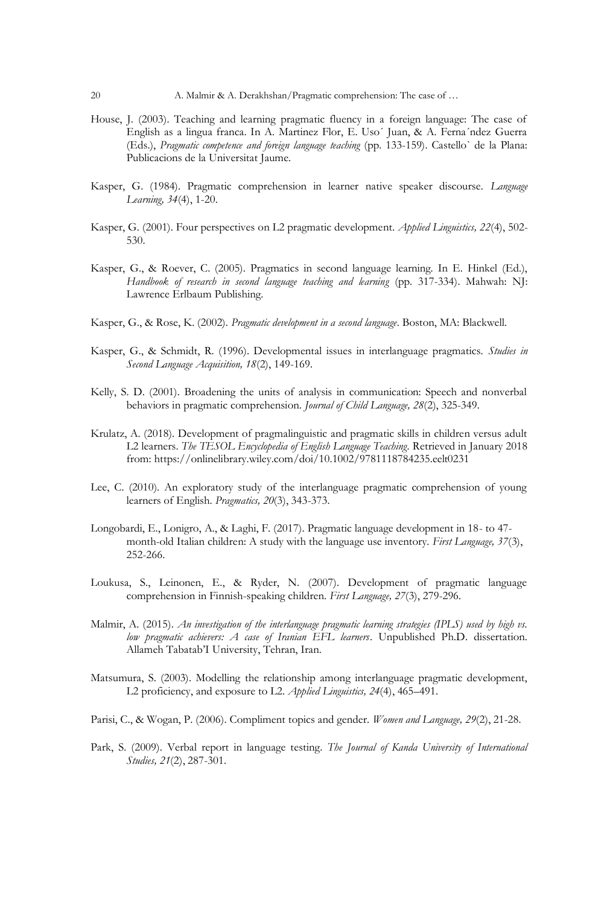House, J. (2003). Teaching and learning pragmatic fluency in a foreign language: The case of English as a lingua franca. In A. Martinez Flor, E. Uso´ Juan, & A. Ferna´ndez Guerra (Eds.), *Pragmatic competence and foreign language teaching* (pp. 133-159). Castello` de la Plana: Publicacions de la Universitat Jaume.

Kasper, G. (1984). Pragmatic comprehension in learner native speaker discourse. *Language Learning, 34*(4), 1-20.

Kasper, G. (2001). Four perspectives on L2 pragmatic development. *Applied Linguistics, 22*(4), 502-530.

Kasper, G., & Roever, C. (2005). Pragmatics in second language learning. In E. Hinkel (Ed.), *Handbook of research in second language teaching and learning* (pp. 317-334). Mahwah: NJ: Lawrence Erlbaum Publishing.

Kasper, G., & Rose, K. (2002). *Pragmatic development in a second language*. Boston, MA: Blackwell.

Kasper, G., & Schmidt, R. (1996). Developmental issues in interlanguage pragmatics. *Studies in Second Language Acquisition, 18*(2), 149-169.

Kelly, S. D. (2001). Broadening the units of analysis in communication: Speech and nonverbal behaviors in pragmatic comprehension. *Journal of Child Language, 28*(2), 325-349.

Krulatz, A. (2018). Development of pragmalinguistic and pragmatic skills in children versus adult L2 learners. *The TESOL Encyclopedia of English Language Teaching*. Retrieved in January 2018 from: https://onlinelibrary.wiley.com/doi/10.1002/9781118784235.eelt0231

Lee, C. (2010). An exploratory study of the interlanguage pragmatic comprehension of young learners of English. *Pragmatics, 20*(3), 343-373.

Longobardi, E., Lonigro, A., & Laghi, F. (2017). Pragmatic language development in 18- to 47-month-old Italian children: A study with the language use inventory. *First Language, 37*(3), 252-266.

Loukusa, S., Leinonen, E., & Ryder, N. (2007). Development of pragmatic language comprehension in Finnish-speaking children. *First Language, 27*(3), 279-296.

Malmir, A. (2015). *An investigation of the interlanguage pragmatic learning strategies (IPLS) used by high vs. low pragmatic achievers: A case of Iranian EFL learners*. Unpublished Ph.D. dissertation. Allameh Tabatab'I University, Tehran, Iran.

Matsumura, S. (2003). Modelling the relationship among interlanguage pragmatic development, L2 proficiency, and exposure to L2. *Applied Linguistics, 24*(4), 465–491.

Parisi, C., & Wogan, P. (2006). Compliment topics and gender. *Women and Language, 29*(2), 21-28.

Park, S. (2009). Verbal report in language testing. *The Journal of Kanda University of International Studies, 21*(2), 287-301.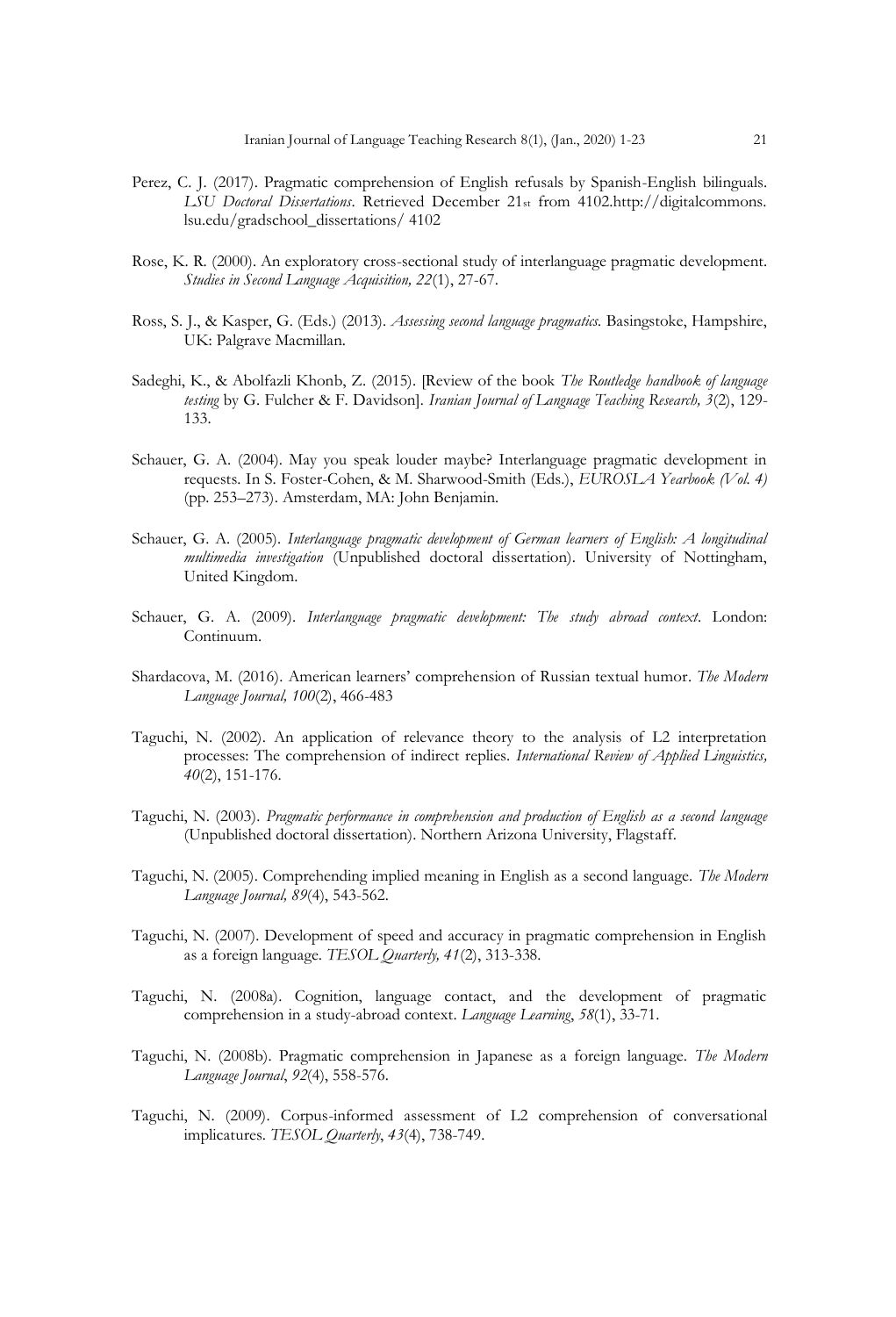Perez, C. J. (2017). Pragmatic comprehension of English refusals by Spanish-English bilinguals. *LSU Doctoral Dissertations*. Retrieved December 21st from 4102.http://digitalcommons. lsu.edu/gradschool_dissertations/ 4102

Rose, K. R. (2000). An exploratory cross-sectional study of interlanguage pragmatic development. *Studies in Second Language Acquisition, 22*(1), 27-67.

Ross, S. J., & Kasper, G. (Eds.) (2013). *Assessing second language pragmatics*. Basingstoke, Hampshire, UK: Palgrave Macmillan.

Sadeghi, K., & Abolfazli Khonb, Z. (2015). [Review of the book *The Routledge handbook of language testing* by G. Fulcher & F. Davidson]. *Iranian Journal of Language Teaching Research, 3*(2), 129-133.

Schauer, G. A. (2004). May you speak louder maybe? Interlanguage pragmatic development in requests. In S. Foster-Cohen, & M. Sharwood-Smith (Eds.), *EUROSLA Yearbook (Vol. 4)* (pp. 253–273). Amsterdam, MA: John Benjamin.

Schauer, G. A. (2005). *Interlanguage pragmatic development of German learners of English: A longitudinal multimedia investigation* (Unpublished doctoral dissertation). University of Nottingham, United Kingdom.

Schauer, G. A. (2009). *Interlanguage pragmatic development: The study abroad context*. London: Continuum.

Shardacova, M. (2016). American learners' comprehension of Russian textual humor. *The Modern Language Journal, 100*(2), 466-483

Taguchi, N. (2002). An application of relevance theory to the analysis of L2 interpretation processes: The comprehension of indirect replies. *International Review of Applied Linguistics, 40*(2), 151-176.

Taguchi, N. (2003). *Pragmatic performance in comprehension and production of English as a second language* (Unpublished doctoral dissertation). Northern Arizona University, Flagstaff.

Taguchi, N. (2005). Comprehending implied meaning in English as a second language. *The Modern Language Journal, 89*(4), 543-562.

Taguchi, N. (2007). Development of speed and accuracy in pragmatic comprehension in English as a foreign language. *TESOL Quarterly, 41*(2), 313-338.

Taguchi, N. (2008a). Cognition, language contact, and the development of pragmatic comprehension in a study-abroad context. *Language Learning*, *58*(1), 33-71.

Taguchi, N. (2008b). Pragmatic comprehension in Japanese as a foreign language. *The Modern Language Journal*, *92*(4), 558-576.

Taguchi, N. (2009). Corpus-informed assessment of L2 comprehension of conversational implicatures. *TESOL Quarterly*, *43*(4), 738-749.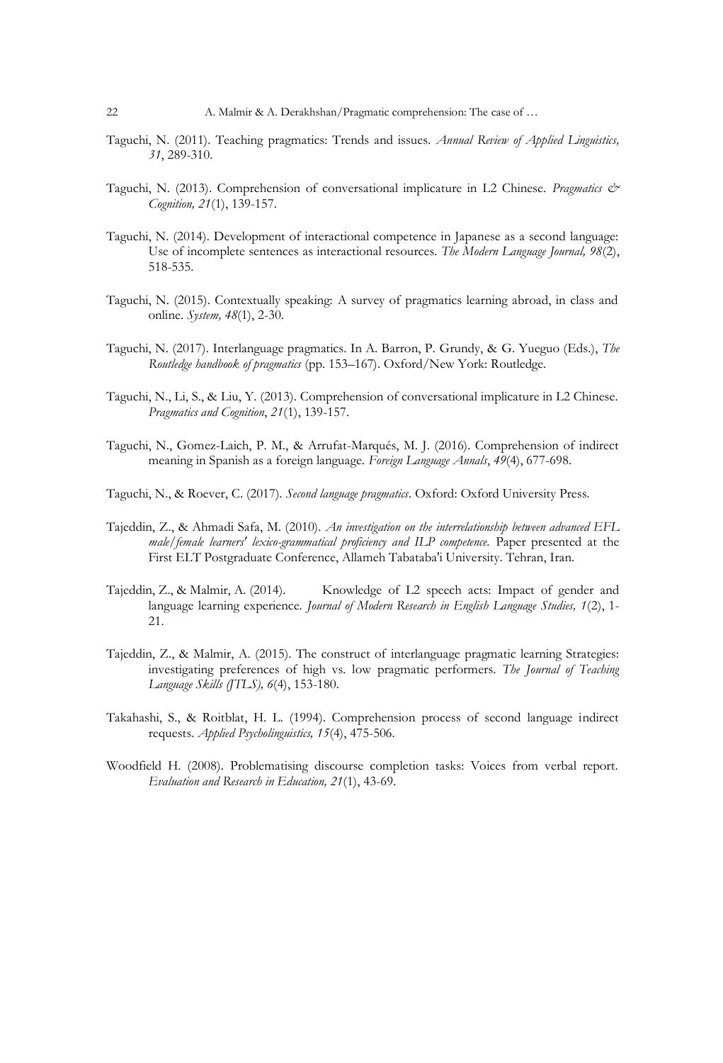Taguchi, N. (2011). Teaching pragmatics: Trends and issues. *Annual Review of Applied Linguistics, 31*, 289-310.

Taguchi, N. (2013). Comprehension of conversational implicature in L2 Chinese. *Pragmatics & Cognition, 21*(1), 139-157.

Taguchi, N. (2014). Development of interactional competence in Japanese as a second language: Use of incomplete sentences as interactional resources. *The Modern Language Journal, 98*(2), 518-535.

Taguchi, N. (2015). Contextually speaking: A survey of pragmatics learning abroad, in class and online. *System, 48*(1), 2-30.

Taguchi, N. (2017). Interlanguage pragmatics. In A. Barron, P. Grundy, & G. Yueguo (Eds.), *The Routledge handbook of pragmatics* (pp. 153–167). Oxford/New York: Routledge.

Taguchi, N., Li, S., & Liu, Y. (2013). Comprehension of conversational implicature in L2 Chinese. *Pragmatics and Cognition*, *21*(1), 139-157.

Taguchi, N., Gomez-Laich, P. M., & Arrufat-Marqués, M. J. (2016). Comprehension of indirect meaning in Spanish as a foreign language. *Foreign Language Annals*, *49*(4), 677-698.

Taguchi, N., & Roever, C. (2017). *Second language pragmatics*. Oxford: Oxford University Press.

Tajeddin, Z., & Ahmadi Safa, M. (2010). *An investigation on the interrelationship between advanced EFL male/female learners' lexico-grammatical proficiency and ILP competence.* Paper presented at the First ELT Postgraduate Conference, Allameh Tabataba'i University. Tehran, Iran.

Tajeddin, Z., & Malmir, A. (2014). Knowledge of L2 speech acts: Impact of gender and language learning experience. *Journal of Modern Research in English Language Studies, 1*(2), 1-21.

Tajeddin, Z., & Malmir, A. (2015). The construct of interlanguage pragmatic learning Strategies: investigating preferences of high vs. low pragmatic performers. *The Journal of Teaching Language Skills (JTLS), 6*(4), 153-180.

Takahashi, S., & Roitblat, H. L. (1994). Comprehension process of second language indirect requests. *Applied Psycholinguistics, 15*(4), 475-506.

Woodfield H. (2008). Problematising discourse completion tasks: Voices from verbal report. *Evaluation and Research in Education, 21*(1), 43-69.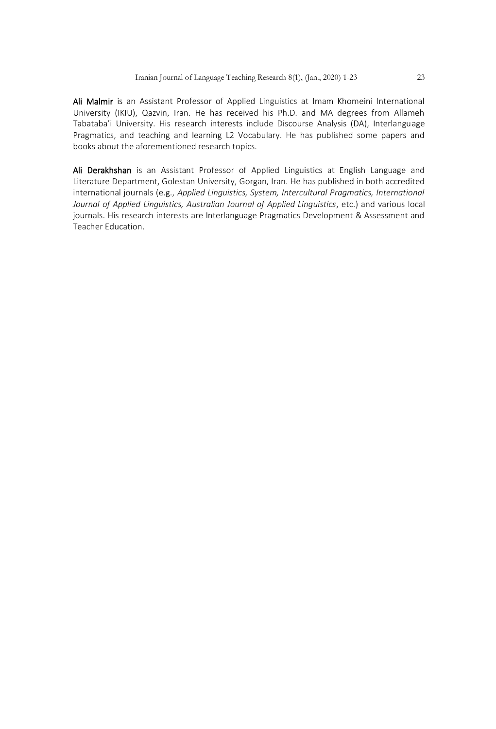**Ali Malmir** is an Assistant Professor of Applied Linguistics at Imam Khomeini International University (IKIU), Qazvin, Iran. He has received his Ph.D. and MA degrees from Allameh Tabataba'i University. His research interests include Discourse Analysis (DA), Interlanguage Pragmatics, and teaching and learning L2 Vocabulary. He has published some papers and books about the aforementioned research topics.

**Ali Derakhshan** is an Assistant Professor of Applied Linguistics at English Language and Literature Department, Golestan University, Gorgan, Iran. He has published in both accredited international journals (e.g., *Applied Linguistics, System, Intercultural Pragmatics, International Journal of Applied Linguistics, Australian Journal of Applied Linguistics*, etc.) and various local journals. His research interests are Interlanguage Pragmatics Development & Assessment and Teacher Education.